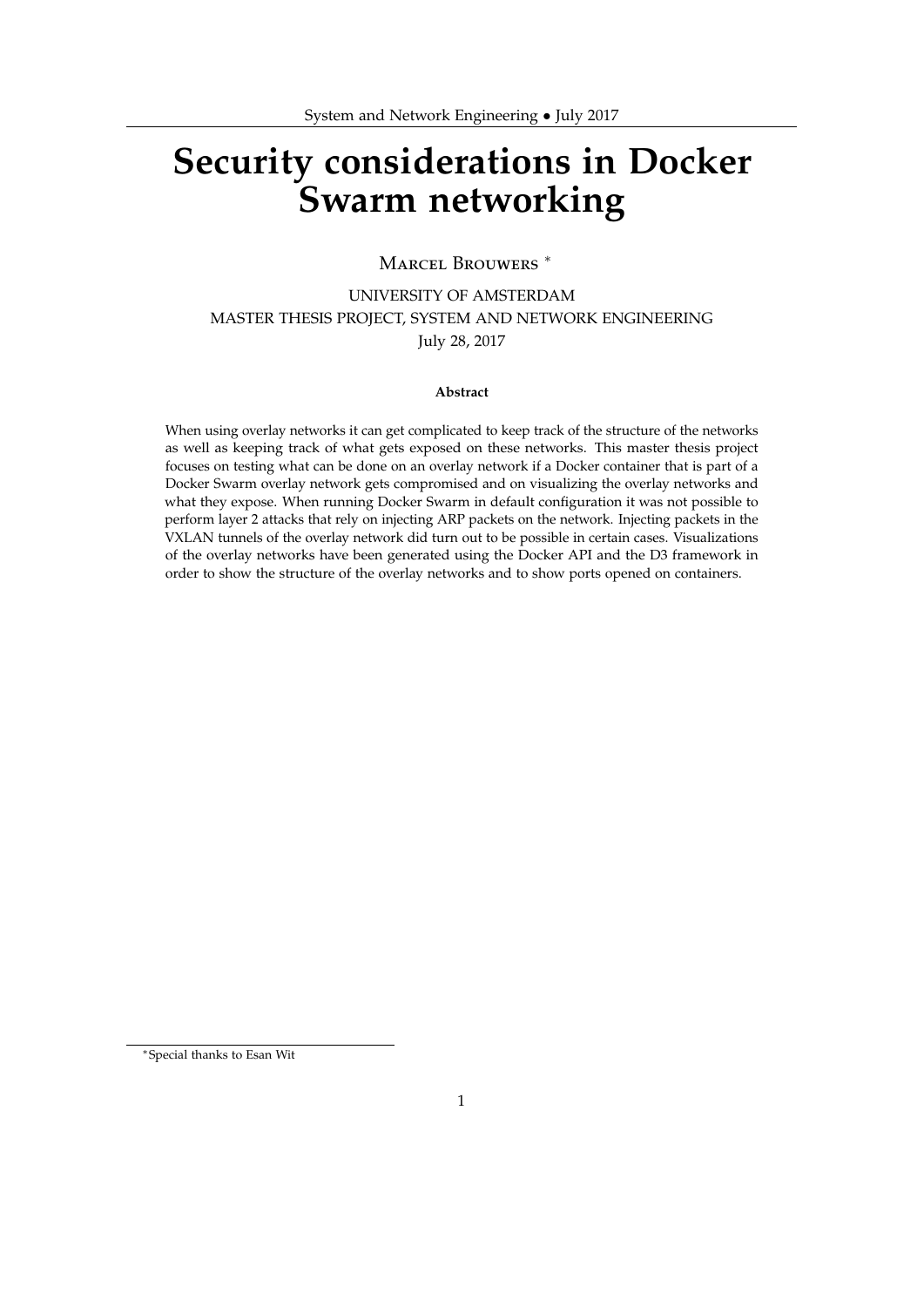# Security considerations in Docker Swarm networking

Marcel Brouwers [*]

UNIVERSITY OF AMSTERDAM
MASTER THESIS PROJECT, SYSTEM AND NETWORK ENGINEERING
July 28, 2017

**Abstract**

When using overlay networks it can get complicated to keep track of the structure of the networks as well as keeping track of what gets exposed on these networks. This master thesis project focuses on testing what can be done on an overlay network if a Docker container that is part of a Docker Swarm overlay network gets compromised and on visualizing the overlay networks and what they expose. When running Docker Swarm in default configuration it was not possible to perform layer 2 attacks that rely on injecting ARP packets on the network. Injecting packets in the VXLAN tunnels of the overlay network did turn out to be possible in certain cases. Visualizations of the overlay networks have been generated using the Docker API and the D3 framework in order to show the structure of the overlay networks and to show ports opened on containers.

[*] Special thanks to Esan Wit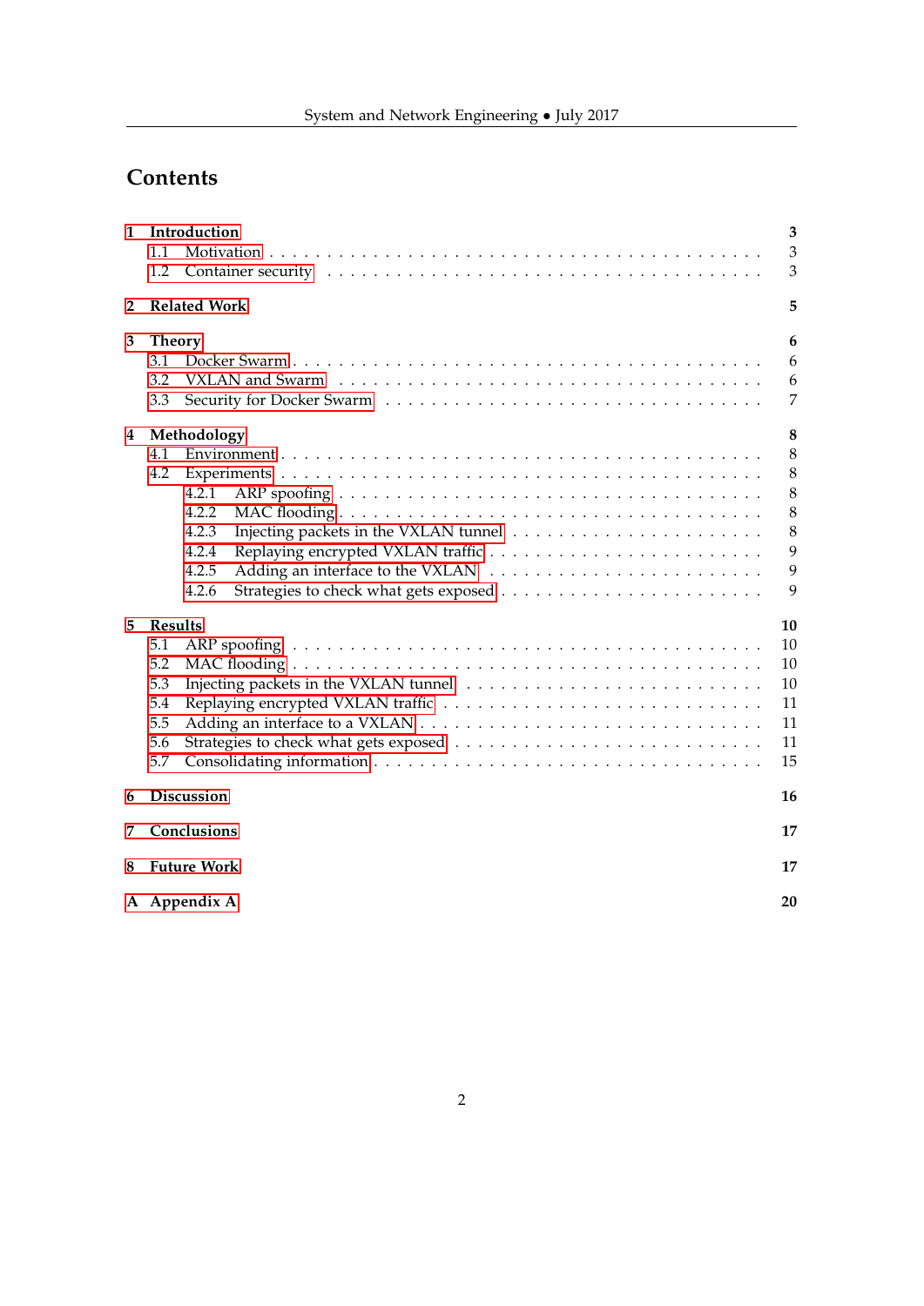# Contents

- **1 Introduction** — 3
  - 1.1 Motivation — 3
  - 1.2 Container security — 3
- **2 Related Work** — 5
- **3 Theory** — 6
  - 3.1 Docker Swarm — 6
  - 3.2 VXLAN and Swarm — 6
  - 3.3 Security for Docker Swarm — 7
- **4 Methodology** — 8
  - 4.1 Environment — 8
  - 4.2 Experiments — 8
    - 4.2.1 ARP spoofing — 8
    - 4.2.2 MAC flooding — 8
    - 4.2.3 Injecting packets in the VXLAN tunnel — 8
    - 4.2.4 Replaying encrypted VXLAN traffic — 9
    - 4.2.5 Adding an interface to the VXLAN — 9
    - 4.2.6 Strategies to check what gets exposed — 9
- **5 Results** — 10
  - 5.1 ARP spoofing — 10
  - 5.2 MAC flooding — 10
  - 5.3 Injecting packets in the VXLAN tunnel — 10
  - 5.4 Replaying encrypted VXLAN traffic — 11
  - 5.5 Adding an interface to a VXLAN — 11
  - 5.6 Strategies to check what gets exposed — 11
  - 5.7 Consolidating information — 15
- **6 Discussion** — 16
- **7 Conclusions** — 17
- **8 Future Work** — 17
- **A Appendix A** — 20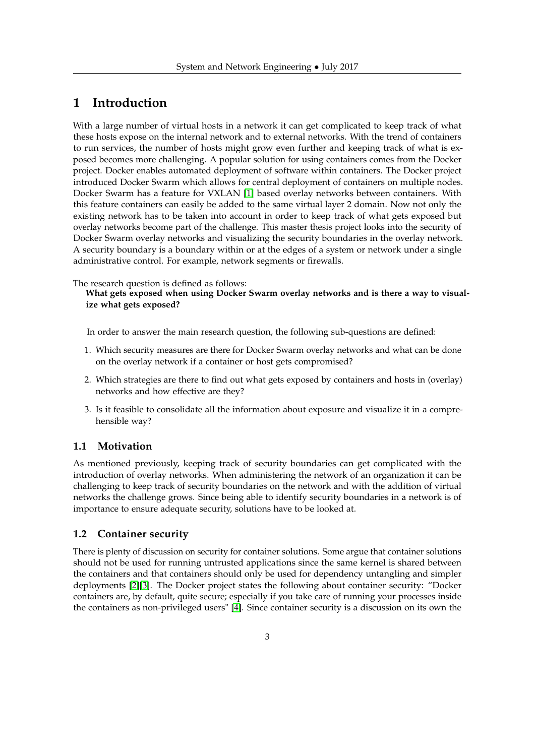# 1 Introduction

With a large number of virtual hosts in a network it can get complicated to keep track of what these hosts expose on the internal network and to external networks. With the trend of containers to run services, the number of hosts might grow even further and keeping track of what is exposed becomes more challenging. A popular solution for using containers comes from the Docker project. Docker enables automated deployment of software within containers. The Docker project introduced Docker Swarm which allows for central deployment of containers on multiple nodes. Docker Swarm has a feature for VXLAN [1] based overlay networks between containers. With this feature containers can easily be added to the same virtual layer 2 domain. Now not only the existing network has to be taken into account in order to keep track of what gets exposed but overlay networks become part of the challenge. This master thesis project looks into the security of Docker Swarm overlay networks and visualizing the security boundaries in the overlay network. A security boundary is a boundary within or at the edges of a system or network under a single administrative control. For example, network segments or firewalls.

The research question is defined as follows:

**What gets exposed when using Docker Swarm overlay networks and is there a way to visualize what gets exposed?**

In order to answer the main research question, the following sub-questions are defined:

1. Which security measures are there for Docker Swarm overlay networks and what can be done on the overlay network if a container or host gets compromised?
2. Which strategies are there to find out what gets exposed by containers and hosts in (overlay) networks and how effective are they?
3. Is it feasible to consolidate all the information about exposure and visualize it in a comprehensible way?

## 1.1 Motivation

As mentioned previously, keeping track of security boundaries can get complicated with the introduction of overlay networks. When administering the network of an organization it can be challenging to keep track of security boundaries on the network and with the addition of virtual networks the challenge grows. Since being able to identify security boundaries in a network is of importance to ensure adequate security, solutions have to be looked at.

## 1.2 Container security

There is plenty of discussion on security for container solutions. Some argue that container solutions should not be used for running untrusted applications since the same kernel is shared between the containers and that containers should only be used for dependency untangling and simpler deployments [2][3]. The Docker project states the following about container security: "Docker containers are, by default, quite secure; especially if you take care of running your processes inside the containers as non-privileged users" [4]. Since container security is a discussion on its own the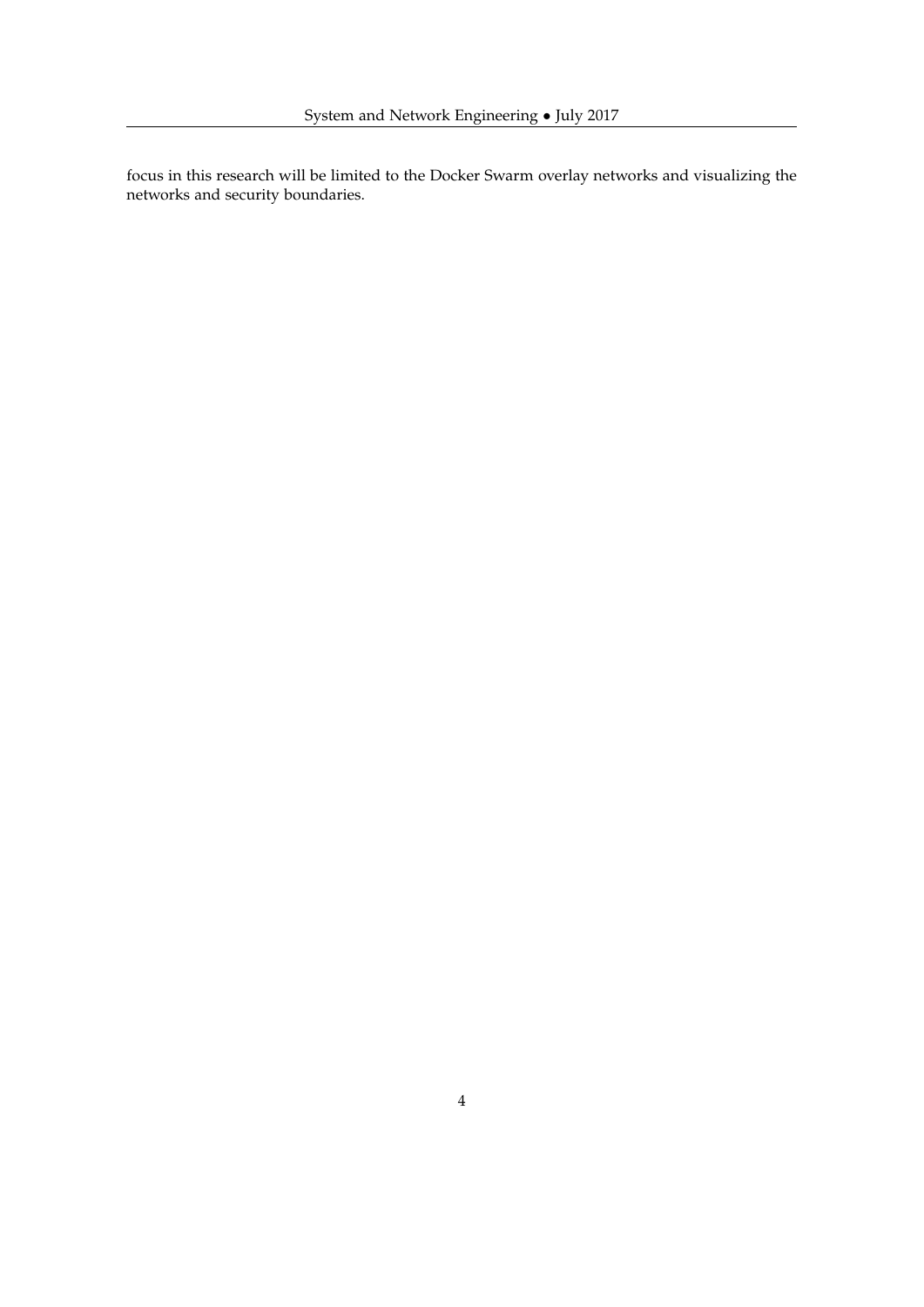focus in this research will be limited to the Docker Swarm overlay networks and visualizing the networks and security boundaries.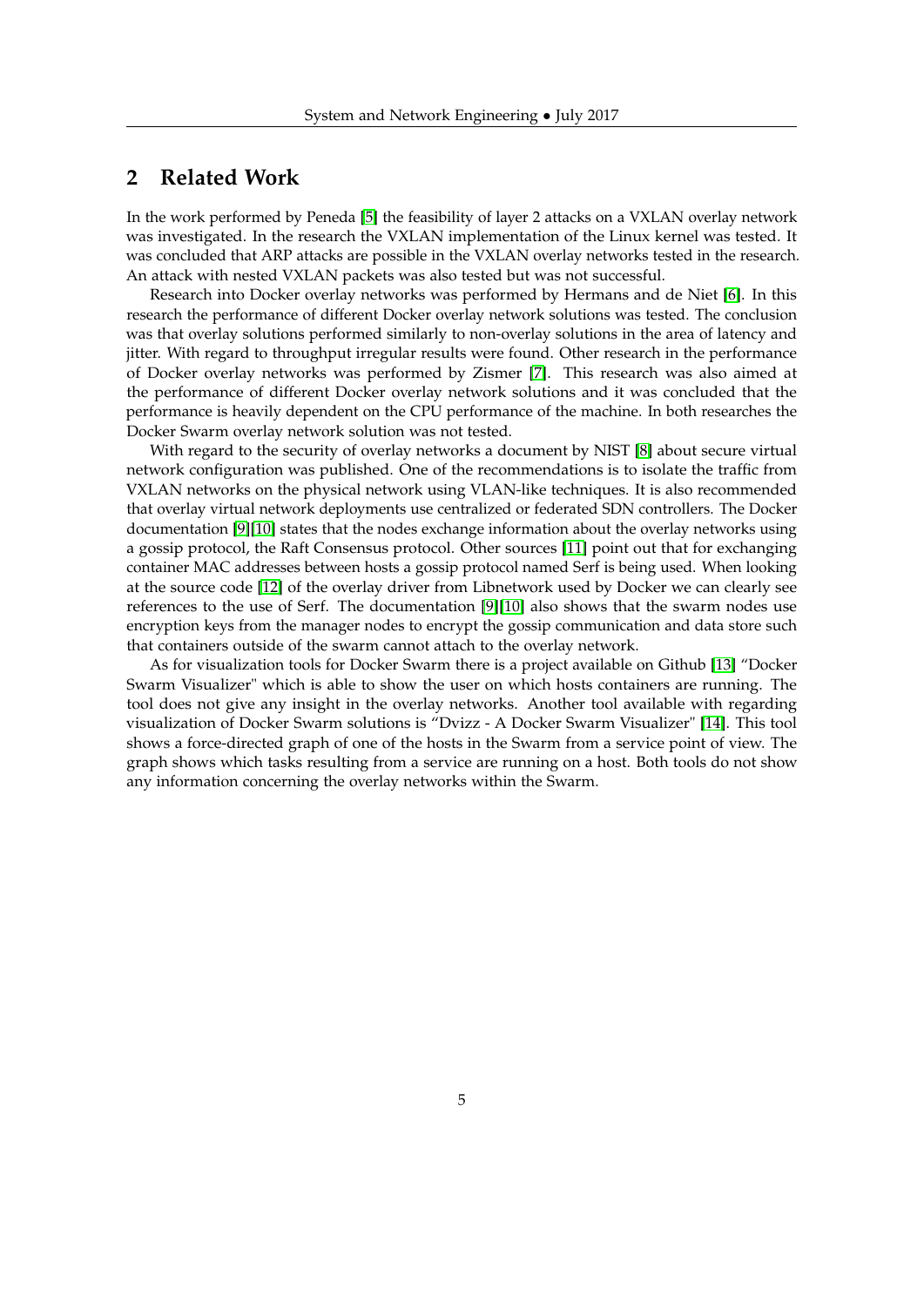## 2 Related Work

In the work performed by Peneda [5] the feasibility of layer 2 attacks on a VXLAN overlay network was investigated. In the research the VXLAN implementation of the Linux kernel was tested. It was concluded that ARP attacks are possible in the VXLAN overlay networks tested in the research. An attack with nested VXLAN packets was also tested but was not successful.

Research into Docker overlay networks was performed by Hermans and de Niet [6]. In this research the performance of different Docker overlay network solutions was tested. The conclusion was that overlay solutions performed similarly to non-overlay solutions in the area of latency and jitter. With regard to throughput irregular results were found. Other research in the performance of Docker overlay networks was performed by Zismer [7]. This research was also aimed at the performance of different Docker overlay network solutions and it was concluded that the performance is heavily dependent on the CPU performance of the machine. In both researches the Docker Swarm overlay network solution was not tested.

With regard to the security of overlay networks a document by NIST [8] about secure virtual network configuration was published. One of the recommendations is to isolate the traffic from VXLAN networks on the physical network using VLAN-like techniques. It is also recommended that overlay virtual network deployments use centralized or federated SDN controllers. The Docker documentation [9][10] states that the nodes exchange information about the overlay networks using a gossip protocol, the Raft Consensus protocol. Other sources [11] point out that for exchanging container MAC addresses between hosts a gossip protocol named Serf is being used. When looking at the source code [12] of the overlay driver from Libnetwork used by Docker we can clearly see references to the use of Serf. The documentation [9][10] also shows that the swarm nodes use encryption keys from the manager nodes to encrypt the gossip communication and data store such that containers outside of the swarm cannot attach to the overlay network.

As for visualization tools for Docker Swarm there is a project available on Github [13] "Docker Swarm Visualizer" which is able to show the user on which hosts containers are running. The tool does not give any insight in the overlay networks. Another tool available with regarding visualization of Docker Swarm solutions is "Dvizz - A Docker Swarm Visualizer" [14]. This tool shows a force-directed graph of one of the hosts in the Swarm from a service point of view. The graph shows which tasks resulting from a service are running on a host. Both tools do not show any information concerning the overlay networks within the Swarm.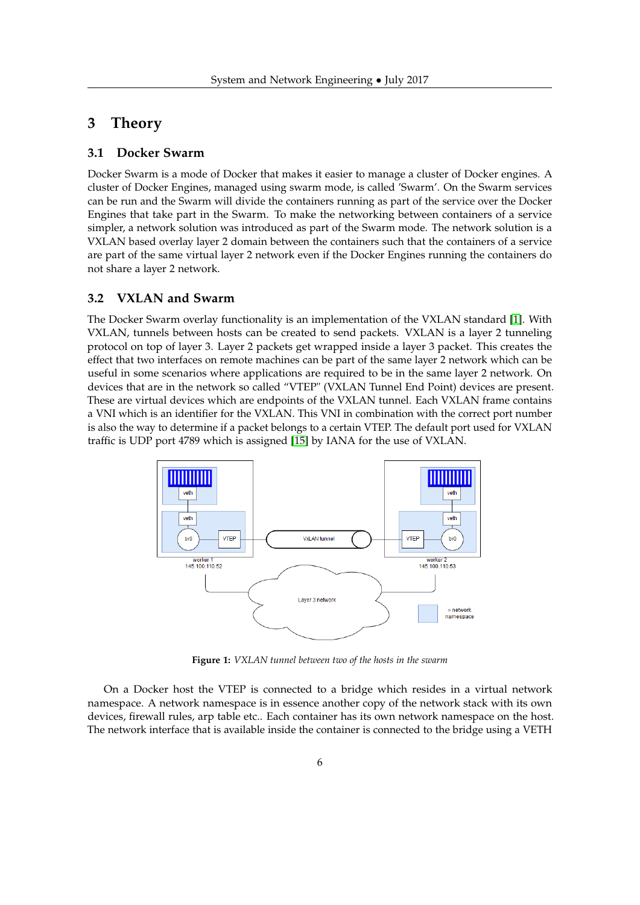# 3 Theory

## 3.1 Docker Swarm

Docker Swarm is a mode of Docker that makes it easier to manage a cluster of Docker engines. A cluster of Docker Engines, managed using swarm mode, is called 'Swarm'. On the Swarm services can be run and the Swarm will divide the containers running as part of the service over the Docker Engines that take part in the Swarm. To make the networking between containers of a service simpler, a network solution was introduced as part of the Swarm mode. The network solution is a VXLAN based overlay layer 2 domain between the containers such that the containers of a service are part of the same virtual layer 2 network even if the Docker Engines running the containers do not share a layer 2 network.

## 3.2 VXLAN and Swarm

The Docker Swarm overlay functionality is an implementation of the VXLAN standard [1]. With VXLAN, tunnels between hosts can be created to send packets. VXLAN is a layer 2 tunneling protocol on top of layer 3. Layer 2 packets get wrapped inside a layer 3 packet. This creates the effect that two interfaces on remote machines can be part of the same layer 2 network which can be useful in some scenarios where applications are required to be in the same layer 2 network. On devices that are in the network so called "VTEP" (VXLAN Tunnel End Point) devices are present. These are virtual devices which are endpoints of the VXLAN tunnel. Each VXLAN frame contains a VNI which is an identifier for the VXLAN. This VNI in combination with the correct port number is also the way to determine if a packet belongs to a certain VTEP. The default port used for VXLAN traffic is UDP port 4789 which is assigned [15] by IANA for the use of VXLAN.

**Figure 1:** *VXLAN tunnel between two of the hosts in the swarm*

On a Docker host the VTEP is connected to a bridge which resides in a virtual network namespace. A network namespace is in essence another copy of the network stack with its own devices, firewall rules, arp table etc.. Each container has its own network namespace on the host. The network interface that is available inside the container is connected to the bridge using a VETH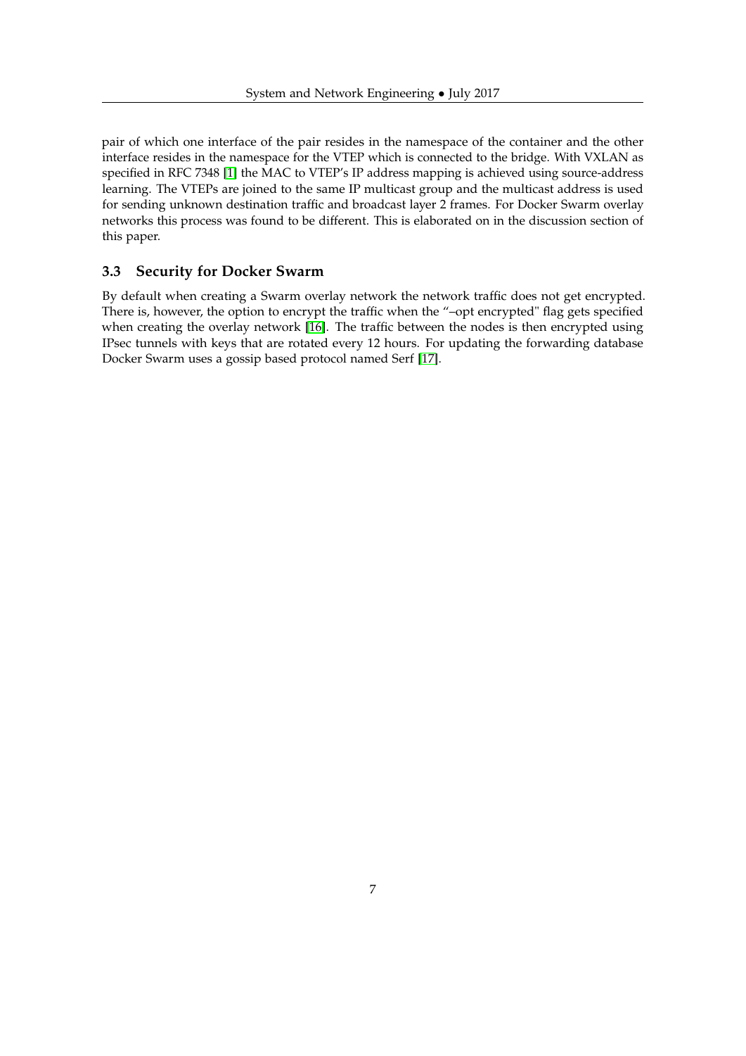pair of which one interface of the pair resides in the namespace of the container and the other interface resides in the namespace for the VTEP which is connected to the bridge. With VXLAN as specified in RFC 7348 [1] the MAC to VTEP's IP address mapping is achieved using source-address learning. The VTEPs are joined to the same IP multicast group and the multicast address is used for sending unknown destination traffic and broadcast layer 2 frames. For Docker Swarm overlay networks this process was found to be different. This is elaborated on in the discussion section of this paper.

### 3.3 Security for Docker Swarm

By default when creating a Swarm overlay network the network traffic does not get encrypted. There is, however, the option to encrypt the traffic when the "–opt encrypted" flag gets specified when creating the overlay network [16]. The traffic between the nodes is then encrypted using IPsec tunnels with keys that are rotated every 12 hours. For updating the forwarding database Docker Swarm uses a gossip based protocol named Serf [17].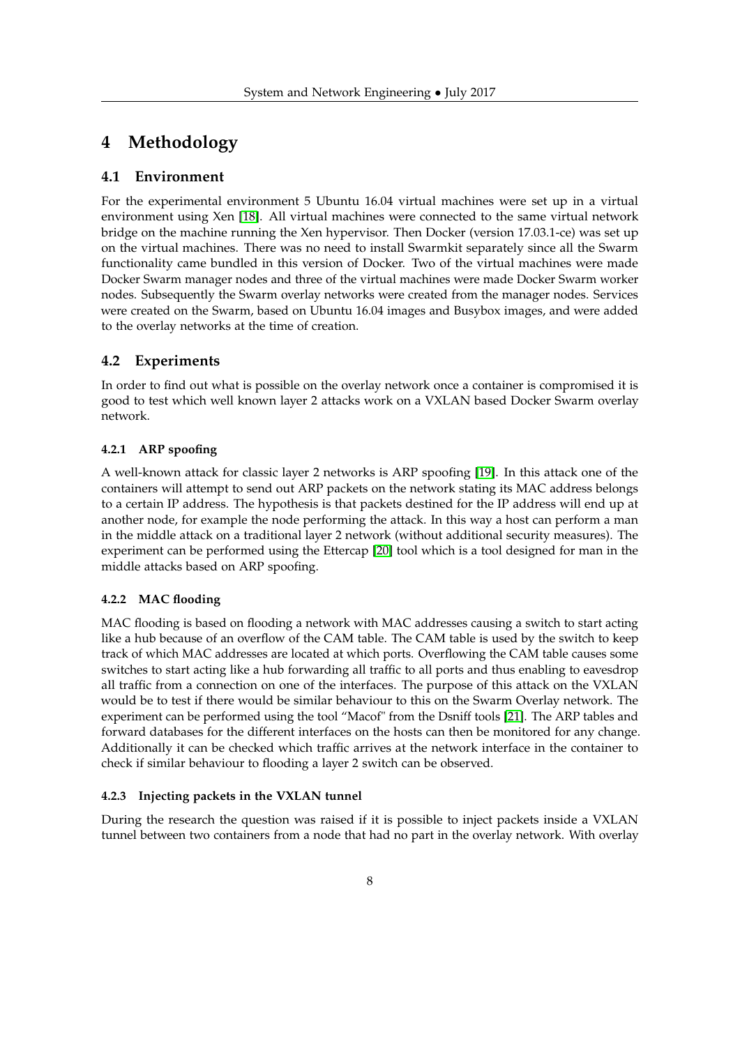# 4 Methodology

## 4.1 Environment

For the experimental environment 5 Ubuntu 16.04 virtual machines were set up in a virtual environment using Xen [18]. All virtual machines were connected to the same virtual network bridge on the machine running the Xen hypervisor. Then Docker (version 17.03.1-ce) was set up on the virtual machines. There was no need to install Swarmkit separately since all the Swarm functionality came bundled in this version of Docker. Two of the virtual machines were made Docker Swarm manager nodes and three of the virtual machines were made Docker Swarm worker nodes. Subsequently the Swarm overlay networks were created from the manager nodes. Services were created on the Swarm, based on Ubuntu 16.04 images and Busybox images, and were added to the overlay networks at the time of creation.

## 4.2 Experiments

In order to find out what is possible on the overlay network once a container is compromised it is good to test which well known layer 2 attacks work on a VXLAN based Docker Swarm overlay network.

### 4.2.1 ARP spoofing

A well-known attack for classic layer 2 networks is ARP spoofing [19]. In this attack one of the containers will attempt to send out ARP packets on the network stating its MAC address belongs to a certain IP address. The hypothesis is that packets destined for the IP address will end up at another node, for example the node performing the attack. In this way a host can perform a man in the middle attack on a traditional layer 2 network (without additional security measures). The experiment can be performed using the Ettercap [20] tool which is a tool designed for man in the middle attacks based on ARP spoofing.

### 4.2.2 MAC flooding

MAC flooding is based on flooding a network with MAC addresses causing a switch to start acting like a hub because of an overflow of the CAM table. The CAM table is used by the switch to keep track of which MAC addresses are located at which ports. Overflowing the CAM table causes some switches to start acting like a hub forwarding all traffic to all ports and thus enabling to eavesdrop all traffic from a connection on one of the interfaces. The purpose of this attack on the VXLAN would be to test if there would be similar behaviour to this on the Swarm Overlay network. The experiment can be performed using the tool "Macof" from the Dsniff tools [21]. The ARP tables and forward databases for the different interfaces on the hosts can then be monitored for any change. Additionally it can be checked which traffic arrives at the network interface in the container to check if similar behaviour to flooding a layer 2 switch can be observed.

### 4.2.3 Injecting packets in the VXLAN tunnel

During the research the question was raised if it is possible to inject packets inside a VXLAN tunnel between two containers from a node that had no part in the overlay network. With overlay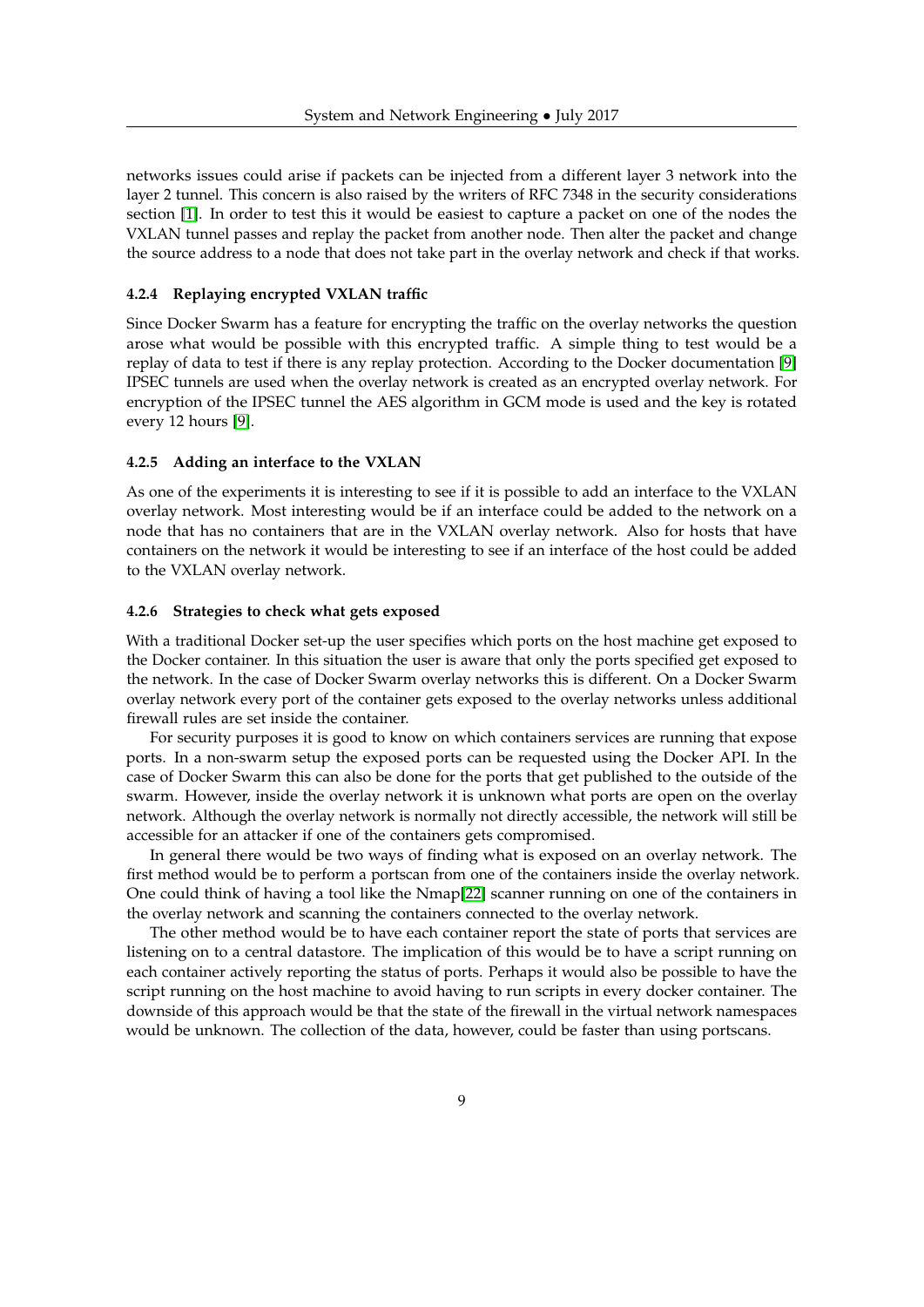networks issues could arise if packets can be injected from a different layer 3 network into the layer 2 tunnel. This concern is also raised by the writers of RFC 7348 in the security considerations section [1]. In order to test this it would be easiest to capture a packet on one of the nodes the VXLAN tunnel passes and replay the packet from another node. Then alter the packet and change the source address to a node that does not take part in the overlay network and check if that works.

#### 4.2.4 Replaying encrypted VXLAN traffic

Since Docker Swarm has a feature for encrypting the traffic on the overlay networks the question arose what would be possible with this encrypted traffic. A simple thing to test would be a replay of data to test if there is any replay protection. According to the Docker documentation [9] IPSEC tunnels are used when the overlay network is created as an encrypted overlay network. For encryption of the IPSEC tunnel the AES algorithm in GCM mode is used and the key is rotated every 12 hours [9].

#### 4.2.5 Adding an interface to the VXLAN

As one of the experiments it is interesting to see if it is possible to add an interface to the VXLAN overlay network. Most interesting would be if an interface could be added to the network on a node that has no containers that are in the VXLAN overlay network. Also for hosts that have containers on the network it would be interesting to see if an interface of the host could be added to the VXLAN overlay network.

#### 4.2.6 Strategies to check what gets exposed

With a traditional Docker set-up the user specifies which ports on the host machine get exposed to the Docker container. In this situation the user is aware that only the ports specified get exposed to the network. In the case of Docker Swarm overlay networks this is different. On a Docker Swarm overlay network every port of the container gets exposed to the overlay networks unless additional firewall rules are set inside the container.

For security purposes it is good to know on which containers services are running that expose ports. In a non-swarm setup the exposed ports can be requested using the Docker API. In the case of Docker Swarm this can also be done for the ports that get published to the outside of the swarm. However, inside the overlay network it is unknown what ports are open on the overlay network. Although the overlay network is normally not directly accessible, the network will still be accessible for an attacker if one of the containers gets compromised.

In general there would be two ways of finding what is exposed on an overlay network. The first method would be to perform a portscan from one of the containers inside the overlay network. One could think of having a tool like the Nmap[22] scanner running on one of the containers in the overlay network and scanning the containers connected to the overlay network.

The other method would be to have each container report the state of ports that services are listening on to a central datastore. The implication of this would be to have a script running on each container actively reporting the status of ports. Perhaps it would also be possible to have the script running on the host machine to avoid having to run scripts in every docker container. The downside of this approach would be that the state of the firewall in the virtual network namespaces would be unknown. The collection of the data, however, could be faster than using portscans.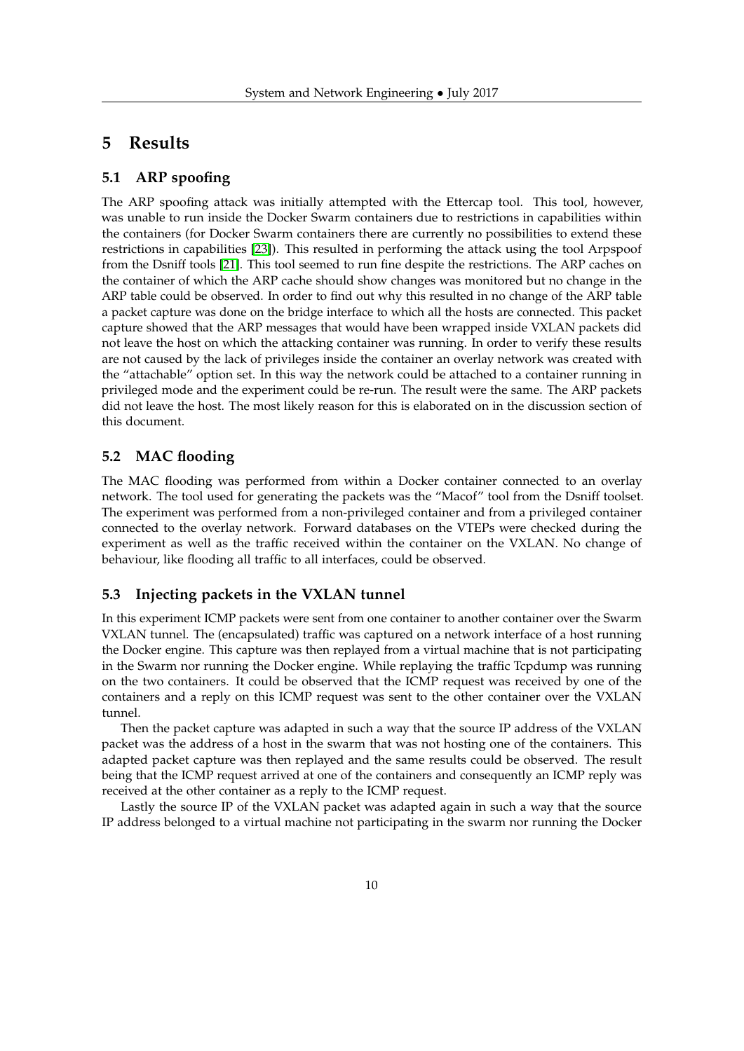# 5 Results

## 5.1 ARP spoofing

The ARP spoofing attack was initially attempted with the Ettercap tool. This tool, however, was unable to run inside the Docker Swarm containers due to restrictions in capabilities within the containers (for Docker Swarm containers there are currently no possibilities to extend these restrictions in capabilities [23]). This resulted in performing the attack using the tool Arpspoof from the Dsniff tools [21]. This tool seemed to run fine despite the restrictions. The ARP caches on the container of which the ARP cache should show changes was monitored but no change in the ARP table could be observed. In order to find out why this resulted in no change of the ARP table a packet capture was done on the bridge interface to which all the hosts are connected. This packet capture showed that the ARP messages that would have been wrapped inside VXLAN packets did not leave the host on which the attacking container was running. In order to verify these results are not caused by the lack of privileges inside the container an overlay network was created with the "attachable" option set. In this way the network could be attached to a container running in privileged mode and the experiment could be re-run. The result were the same. The ARP packets did not leave the host. The most likely reason for this is elaborated on in the discussion section of this document.

## 5.2 MAC flooding

The MAC flooding was performed from within a Docker container connected to an overlay network. The tool used for generating the packets was the "Macof" tool from the Dsniff toolset. The experiment was performed from a non-privileged container and from a privileged container connected to the overlay network. Forward databases on the VTEPs were checked during the experiment as well as the traffic received within the container on the VXLAN. No change of behaviour, like flooding all traffic to all interfaces, could be observed.

## 5.3 Injecting packets in the VXLAN tunnel

In this experiment ICMP packets were sent from one container to another container over the Swarm VXLAN tunnel. The (encapsulated) traffic was captured on a network interface of a host running the Docker engine. This capture was then replayed from a virtual machine that is not participating in the Swarm nor running the Docker engine. While replaying the traffic Tcpdump was running on the two containers. It could be observed that the ICMP request was received by one of the containers and a reply on this ICMP request was sent to the other container over the VXLAN tunnel.

Then the packet capture was adapted in such a way that the source IP address of the VXLAN packet was the address of a host in the swarm that was not hosting one of the containers. This adapted packet capture was then replayed and the same results could be observed. The result being that the ICMP request arrived at one of the containers and consequently an ICMP reply was received at the other container as a reply to the ICMP request.

Lastly the source IP of the VXLAN packet was adapted again in such a way that the source IP address belonged to a virtual machine not participating in the swarm nor running the Docker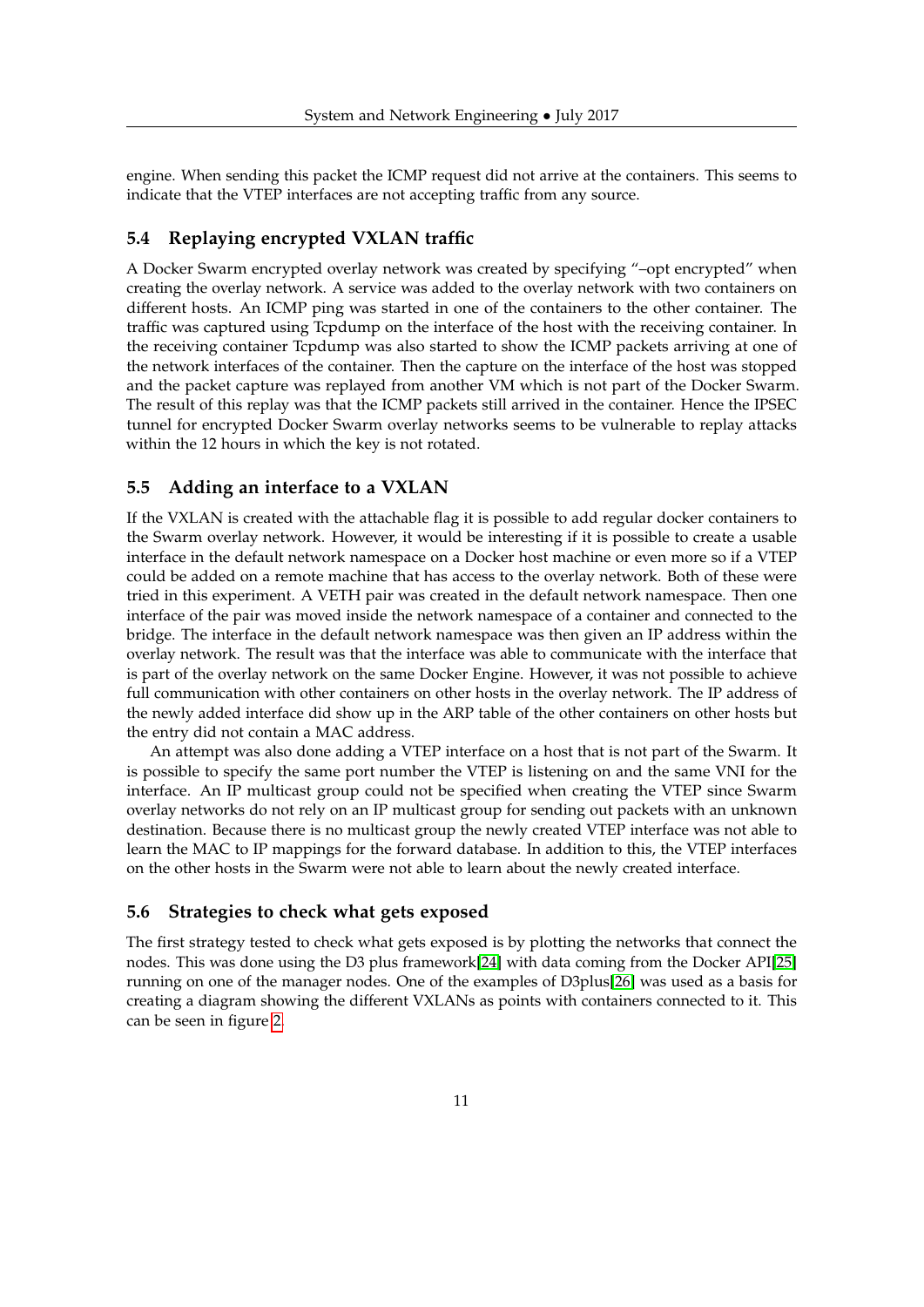engine. When sending this packet the ICMP request did not arrive at the containers. This seems to indicate that the VTEP interfaces are not accepting traffic from any source.

### 5.4 Replaying encrypted VXLAN traffic

A Docker Swarm encrypted overlay network was created by specifying "–opt encrypted" when creating the overlay network. A service was added to the overlay network with two containers on different hosts. An ICMP ping was started in one of the containers to the other container. The traffic was captured using Tcpdump on the interface of the host with the receiving container. In the receiving container Tcpdump was also started to show the ICMP packets arriving at one of the network interfaces of the container. Then the capture on the interface of the host was stopped and the packet capture was replayed from another VM which is not part of the Docker Swarm. The result of this replay was that the ICMP packets still arrived in the container. Hence the IPSEC tunnel for encrypted Docker Swarm overlay networks seems to be vulnerable to replay attacks within the 12 hours in which the key is not rotated.

### 5.5 Adding an interface to a VXLAN

If the VXLAN is created with the attachable flag it is possible to add regular docker containers to the Swarm overlay network. However, it would be interesting if it is possible to create a usable interface in the default network namespace on a Docker host machine or even more so if a VTEP could be added on a remote machine that has access to the overlay network. Both of these were tried in this experiment. A VETH pair was created in the default network namespace. Then one interface of the pair was moved inside the network namespace of a container and connected to the bridge. The interface in the default network namespace was then given an IP address within the overlay network. The result was that the interface was able to communicate with the interface that is part of the overlay network on the same Docker Engine. However, it was not possible to achieve full communication with other containers on other hosts in the overlay network. The IP address of the newly added interface did show up in the ARP table of the other containers on other hosts but the entry did not contain a MAC address.

An attempt was also done adding a VTEP interface on a host that is not part of the Swarm. It is possible to specify the same port number the VTEP is listening on and the same VNI for the interface. An IP multicast group could not be specified when creating the VTEP since Swarm overlay networks do not rely on an IP multicast group for sending out packets with an unknown destination. Because there is no multicast group the newly created VTEP interface was not able to learn the MAC to IP mappings for the forward database. In addition to this, the VTEP interfaces on the other hosts in the Swarm were not able to learn about the newly created interface.

### 5.6 Strategies to check what gets exposed

The first strategy tested to check what gets exposed is by plotting the networks that connect the nodes. This was done using the D3 plus framework[24] with data coming from the Docker API[25] running on one of the manager nodes. One of the examples of D3plus[26] was used as a basis for creating a diagram showing the different VXLANs as points with containers connected to it. This can be seen in figure 2.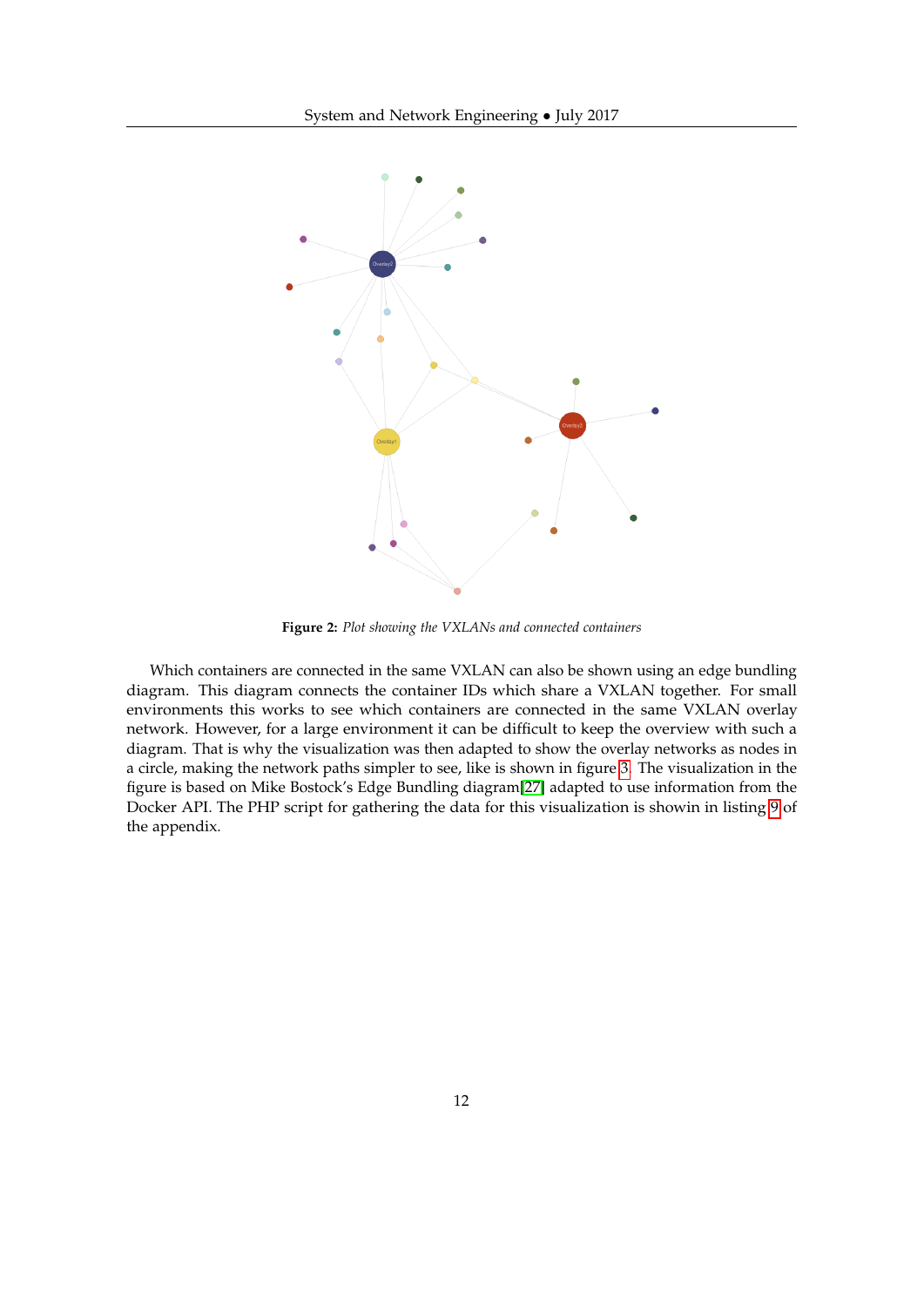**Figure 2:** *Plot showing the VXLANs and connected containers*

Which containers are connected in the same VXLAN can also be shown using an edge bundling diagram. This diagram connects the container IDs which share a VXLAN together. For small environments this works to see which containers are connected in the same VXLAN overlay network. However, for a large environment it can be difficult to keep the overview with such a diagram. That is why the visualization was then adapted to show the overlay networks as nodes in a circle, making the network paths simpler to see, like is shown in figure 3. The visualization in the figure is based on Mike Bostock's Edge Bundling diagram[27] adapted to use information from the Docker API. The PHP script for gathering the data for this visualization is showin in listing 9 of the appendix.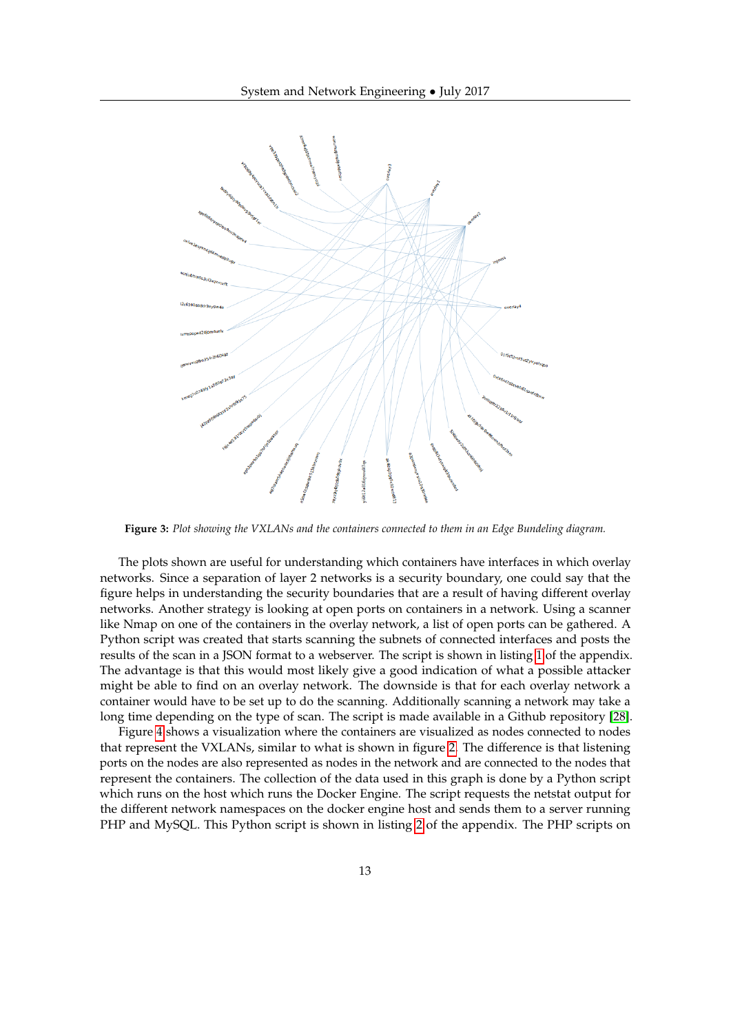**Figure 3:** *Plot showing the VXLANs and the containers connected to them in an Edge Bundeling diagram.*

The plots shown are useful for understanding which containers have interfaces in which overlay networks. Since a separation of layer 2 networks is a security boundary, one could say that the figure helps in understanding the security boundaries that are a result of having different overlay networks. Another strategy is looking at open ports on containers in a network. Using a scanner like Nmap on one of the containers in the overlay network, a list of open ports can be gathered. A Python script was created that starts scanning the subnets of connected interfaces and posts the results of the scan in a JSON format to a webserver. The script is shown in listing 1 of the appendix. The advantage is that this would most likely give a good indication of what a possible attacker might be able to find on an overlay network. The downside is that for each overlay network a container would have to be set up to do the scanning. Additionally scanning a network may take a long time depending on the type of scan. The script is made available in a Github repository [28].

Figure 4 shows a visualization where the containers are visualized as nodes connected to nodes that represent the VXLANs, similar to what is shown in figure 2. The difference is that listening ports on the nodes are also represented as nodes in the network and are connected to the nodes that represent the containers. The collection of the data used in this graph is done by a Python script which runs on the host which runs the Docker Engine. The script requests the netstat output for the different network namespaces on the docker engine host and sends them to a server running PHP and MySQL. This Python script is shown in listing 2 of the appendix. The PHP scripts on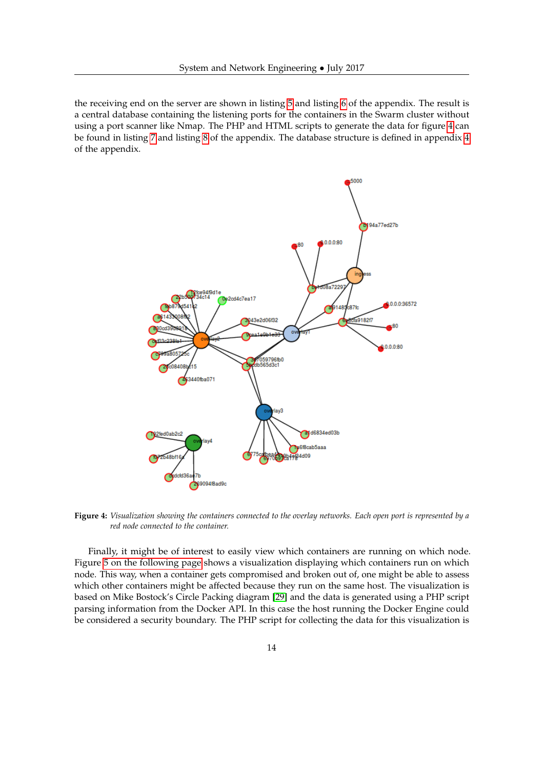the receiving end on the server are shown in listing 5 and listing 6 of the appendix. The result is a central database containing the listening ports for the containers in the Swarm cluster without using a port scanner like Nmap. The PHP and HTML scripts to generate the data for figure 4 can be found in listing 7 and listing 8 of the appendix. The database structure is defined in appendix 4 of the appendix.

**Figure 4:** *Visualization showing the containers connected to the overlay networks. Each open port is represented by a red node connected to the container.*

Finally, it might be of interest to easily view which containers are running on which node. Figure 5 on the following page shows a visualization displaying which containers run on which node. This way, when a container gets compromised and broken out of, one might be able to assess which other containers might be affected because they run on the same host. The visualization is based on Mike Bostock's Circle Packing diagram [29] and the data is generated using a PHP script parsing information from the Docker API. In this case the host running the Docker Engine could be considered a security boundary. The PHP script for collecting the data for this visualization is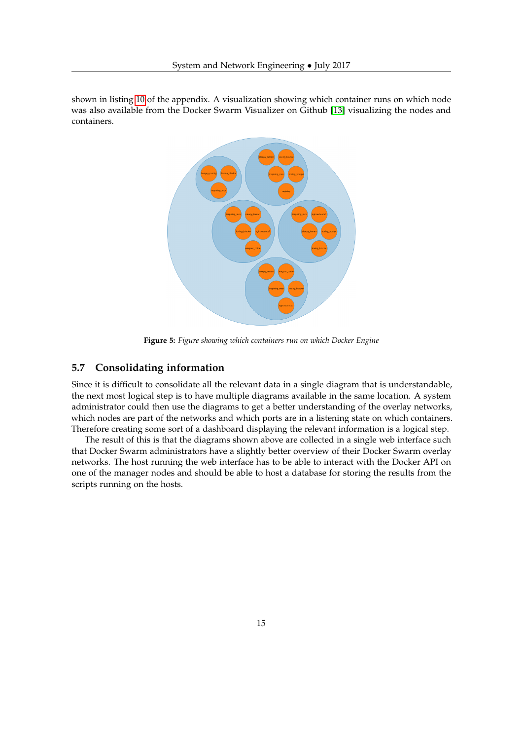shown in listing 10 of the appendix. A visualization showing which container runs on which node was also available from the Docker Swarm Visualizer on Github [13] visualizing the nodes and containers.

**Figure 5:** *Figure showing which containers run on which Docker Engine*

## 5.7 Consolidating information

Since it is difficult to consolidate all the relevant data in a single diagram that is understandable, the next most logical step is to have multiple diagrams available in the same location. A system administrator could then use the diagrams to get a better understanding of the overlay networks, which nodes are part of the networks and which ports are in a listening state on which containers. Therefore creating some sort of a dashboard displaying the relevant information is a logical step.

The result of this is that the diagrams shown above are collected in a single web interface such that Docker Swarm administrators have a slightly better overview of their Docker Swarm overlay networks. The host running the web interface has to be able to interact with the Docker API on one of the manager nodes and should be able to host a database for storing the results from the scripts running on the hosts.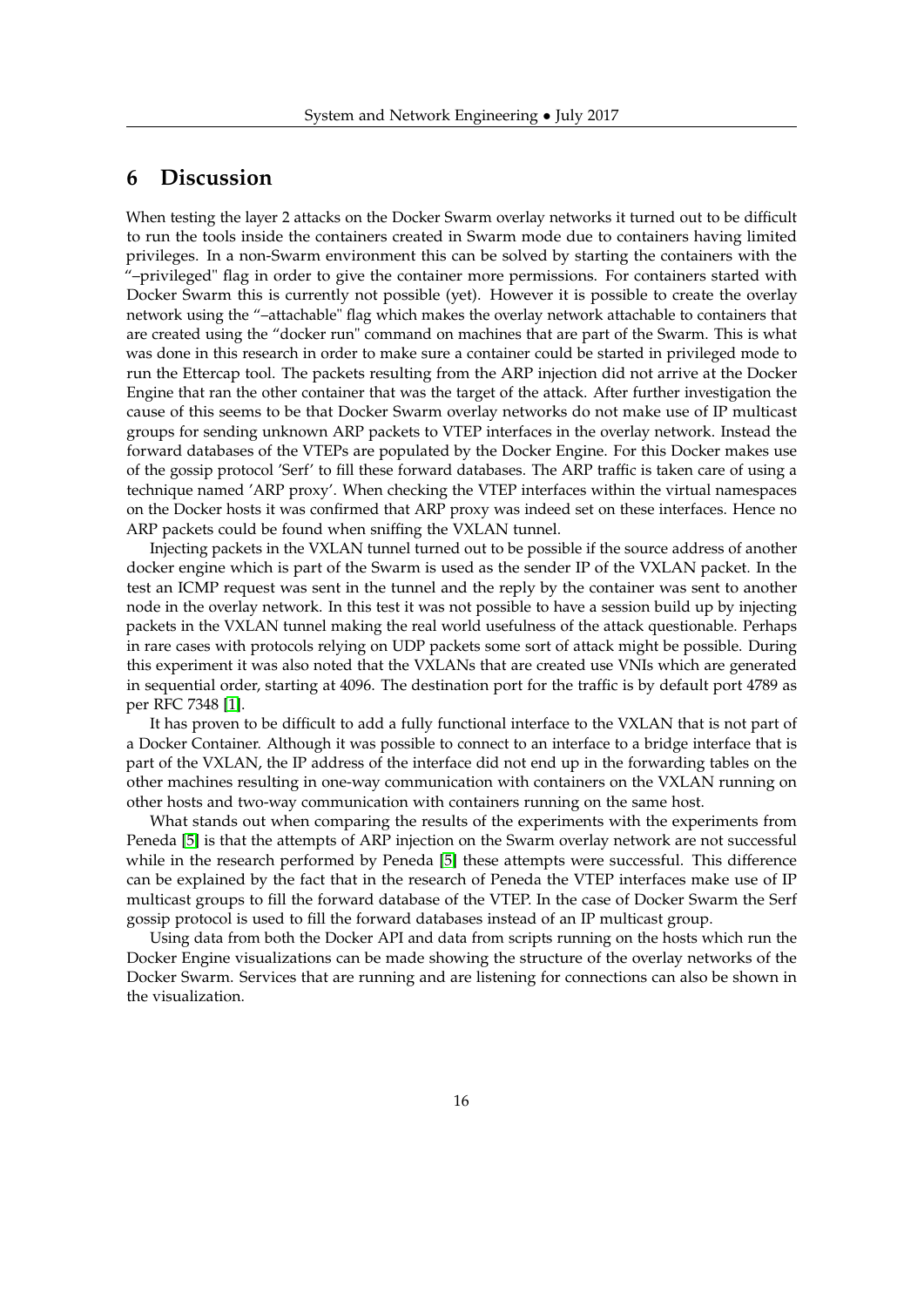# 6 Discussion

When testing the layer 2 attacks on the Docker Swarm overlay networks it turned out to be difficult to run the tools inside the containers created in Swarm mode due to containers having limited privileges. In a non-Swarm environment this can be solved by starting the containers with the "–privileged" flag in order to give the container more permissions. For containers started with Docker Swarm this is currently not possible (yet). However it is possible to create the overlay network using the "–attachable" flag which makes the overlay network attachable to containers that are created using the "docker run" command on machines that are part of the Swarm. This is what was done in this research in order to make sure a container could be started in privileged mode to run the Ettercap tool. The packets resulting from the ARP injection did not arrive at the Docker Engine that ran the other container that was the target of the attack. After further investigation the cause of this seems to be that Docker Swarm overlay networks do not make use of IP multicast groups for sending unknown ARP packets to VTEP interfaces in the overlay network. Instead the forward databases of the VTEPs are populated by the Docker Engine. For this Docker makes use of the gossip protocol 'Serf' to fill these forward databases. The ARP traffic is taken care of using a technique named 'ARP proxy'. When checking the VTEP interfaces within the virtual namespaces on the Docker hosts it was confirmed that ARP proxy was indeed set on these interfaces. Hence no ARP packets could be found when sniffing the VXLAN tunnel.

Injecting packets in the VXLAN tunnel turned out to be possible if the source address of another docker engine which is part of the Swarm is used as the sender IP of the VXLAN packet. In the test an ICMP request was sent in the tunnel and the reply by the container was sent to another node in the overlay network. In this test it was not possible to have a session build up by injecting packets in the VXLAN tunnel making the real world usefulness of the attack questionable. Perhaps in rare cases with protocols relying on UDP packets some sort of attack might be possible. During this experiment it was also noted that the VXLANs that are created use VNIs which are generated in sequential order, starting at 4096. The destination port for the traffic is by default port 4789 as per RFC 7348 [1].

It has proven to be difficult to add a fully functional interface to the VXLAN that is not part of a Docker Container. Although it was possible to connect to an interface to a bridge interface that is part of the VXLAN, the IP address of the interface did not end up in the forwarding tables on the other machines resulting in one-way communication with containers on the VXLAN running on other hosts and two-way communication with containers running on the same host.

What stands out when comparing the results of the experiments with the experiments from Peneda [5] is that the attempts of ARP injection on the Swarm overlay network are not successful while in the research performed by Peneda [5] these attempts were successful. This difference can be explained by the fact that in the research of Peneda the VTEP interfaces make use of IP multicast groups to fill the forward database of the VTEP. In the case of Docker Swarm the Serf gossip protocol is used to fill the forward databases instead of an IP multicast group.

Using data from both the Docker API and data from scripts running on the hosts which run the Docker Engine visualizations can be made showing the structure of the overlay networks of the Docker Swarm. Services that are running and are listening for connections can also be shown in the visualization.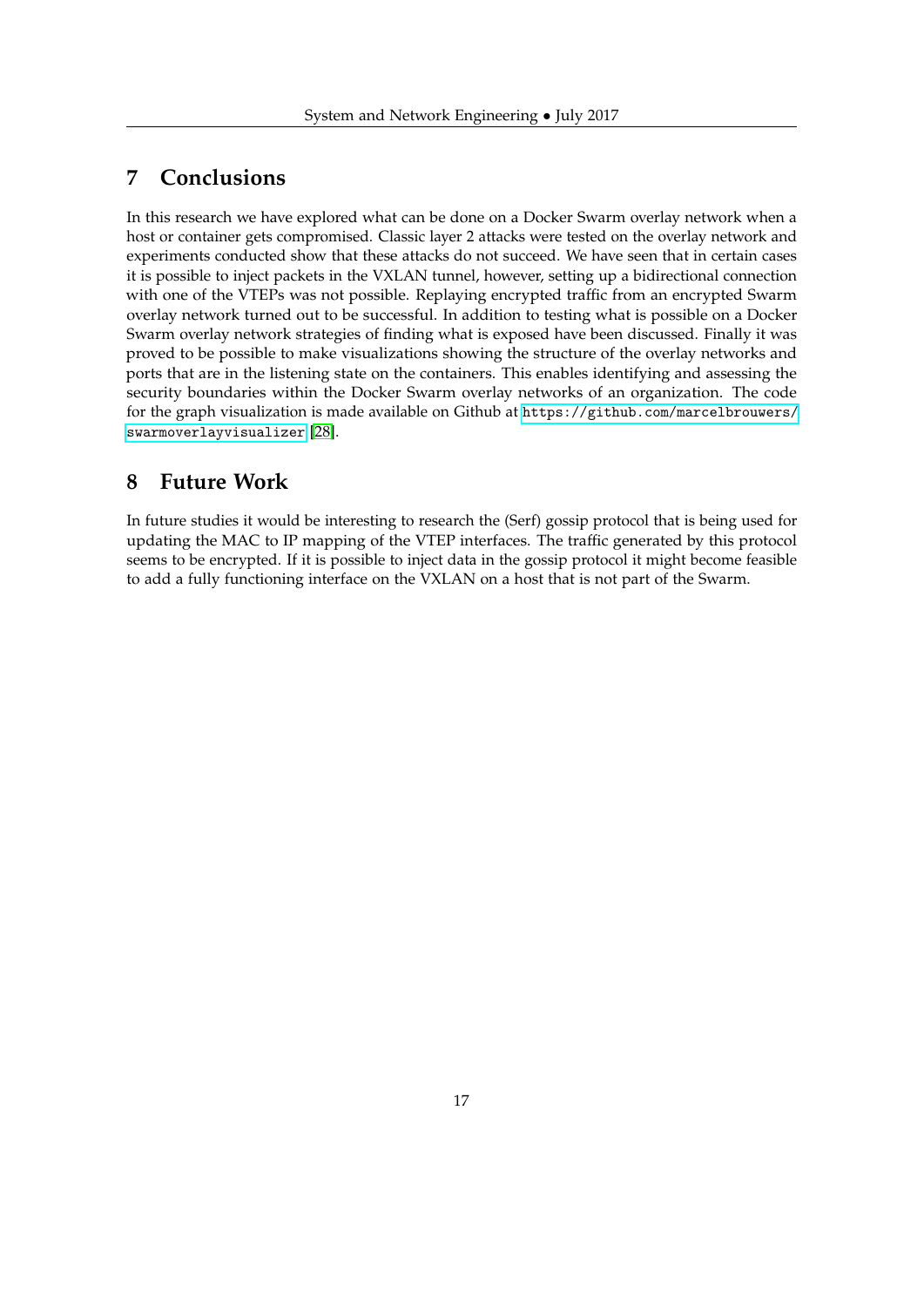## 7 Conclusions

In this research we have explored what can be done on a Docker Swarm overlay network when a host or container gets compromised. Classic layer 2 attacks were tested on the overlay network and experiments conducted show that these attacks do not succeed. We have seen that in certain cases it is possible to inject packets in the VXLAN tunnel, however, setting up a bidirectional connection with one of the VTEPs was not possible. Replaying encrypted traffic from an encrypted Swarm overlay network turned out to be successful. In addition to testing what is possible on a Docker Swarm overlay network strategies of finding what is exposed have been discussed. Finally it was proved to be possible to make visualizations showing the structure of the overlay networks and ports that are in the listening state on the containers. This enables identifying and assessing the security boundaries within the Docker Swarm overlay networks of an organization. The code for the graph visualization is made available on Github at `https://github.com/marcelbrouwers/swarmoverlayvisualizer` [28].

## 8 Future Work

In future studies it would be interesting to research the (Serf) gossip protocol that is being used for updating the MAC to IP mapping of the VTEP interfaces. The traffic generated by this protocol seems to be encrypted. If it is possible to inject data in the gossip protocol it might become feasible to add a fully functioning interface on the VXLAN on a host that is not part of the Swarm.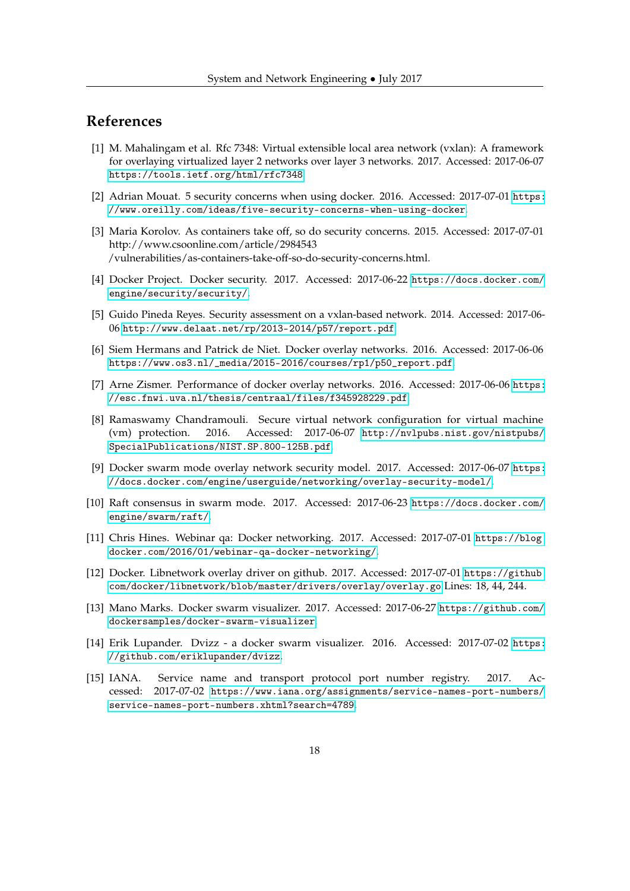## References

[1] M. Mahalingam et al. Rfc 7348: Virtual extensible local area network (vxlan): A framework for overlaying virtualized layer 2 networks over layer 3 networks. 2017. Accessed: 2017-06-07 https://tools.ietf.org/html/rfc7348.

[2] Adrian Mouat. 5 security concerns when using docker. 2016. Accessed: 2017-07-01 https://www.oreilly.com/ideas/five-security-concerns-when-using-docker.

[3] Maria Korolov. As containers take off, so do security concerns. 2015. Accessed: 2017-07-01 http://www.csoonline.com/article/2984543 /vulnerabilities/as-containers-take-off-so-do-security-concerns.html.

[4] Docker Project. Docker security. 2017. Accessed: 2017-06-22 https://docs.docker.com/engine/security/security/.

[5] Guido Pineda Reyes. Security assessment on a vxlan-based network. 2014. Accessed: 2017-06-06 http://www.delaat.net/rp/2013-2014/p57/report.pdf.

[6] Siem Hermans and Patrick de Niet. Docker overlay networks. 2016. Accessed: 2017-06-06 https://www.os3.nl/_media/2015-2016/courses/rp1/p50_report.pdf.

[7] Arne Zismer. Performance of docker overlay networks. 2016. Accessed: 2017-06-06 https://esc.fnwi.uva.nl/thesis/centraal/files/f345928229.pdf.

[8] Ramaswamy Chandramouli. Secure virtual network configuration for virtual machine (vm) protection. 2016. Accessed: 2017-06-07 http://nvlpubs.nist.gov/nistpubs/SpecialPublications/NIST.SP.800-125B.pdf.

[9] Docker swarm mode overlay network security model. 2017. Accessed: 2017-06-07 https://docs.docker.com/engine/userguide/networking/overlay-security-model/.

[10] Raft consensus in swarm mode. 2017. Accessed: 2017-06-23 https://docs.docker.com/engine/swarm/raft/.

[11] Chris Hines. Webinar qa: Docker networking. 2017. Accessed: 2017-07-01 https://blog.docker.com/2016/01/webinar-qa-docker-networking/.

[12] Docker. Libnetwork overlay driver on github. 2017. Accessed: 2017-07-01 https://github.com/docker/libnetwork/blob/master/drivers/overlay/overlay.go Lines: 18, 44, 244.

[13] Mano Marks. Docker swarm visualizer. 2017. Accessed: 2017-06-27 https://github.com/dockersamples/docker-swarm-visualizer.

[14] Erik Lupander. Dvizz - a docker swarm visualizer. 2016. Accessed: 2017-07-02 https://github.com/eriklupander/dvizz.

[15] IANA. Service name and transport protocol port number registry. 2017. Accessed: 2017-07-02 https://www.iana.org/assignments/service-names-port-numbers/service-names-port-numbers.xhtml?search=4789.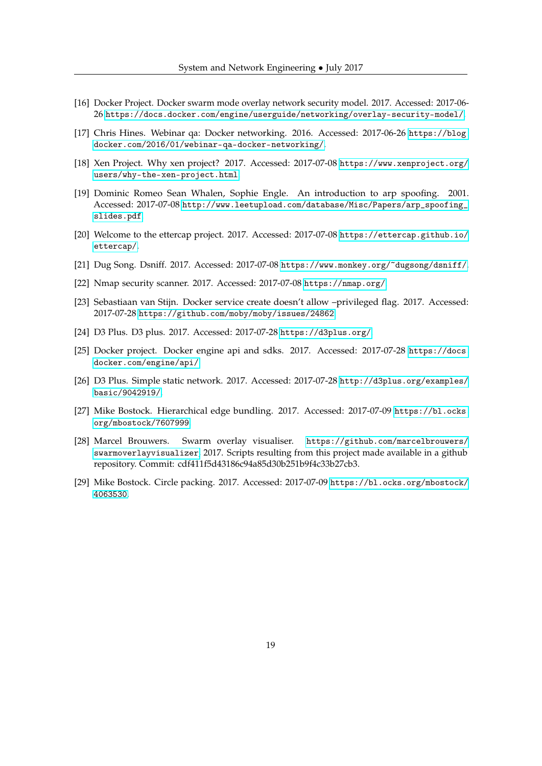[16] Docker Project. Docker swarm mode overlay network security model. 2017. Accessed: 2017-06-26 https://docs.docker.com/engine/userguide/networking/overlay-security-model/.

[17] Chris Hines. Webinar qa: Docker networking. 2016. Accessed: 2017-06-26 https://blog.docker.com/2016/01/webinar-qa-docker-networking/.

[18] Xen Project. Why xen project? 2017. Accessed: 2017-07-08 https://www.xenproject.org/users/why-the-xen-project.html.

[19] Dominic Romeo Sean Whalen, Sophie Engle. An introduction to arp spoofing. 2001. Accessed: 2017-07-08 http://www.leetupload.com/database/Misc/Papers/arp_spoofing_slides.pdf.

[20] Welcome to the ettercap project. 2017. Accessed: 2017-07-08 https://ettercap.github.io/ettercap/.

[21] Dug Song. Dsniff. 2017. Accessed: 2017-07-08 https://www.monkey.org/~dugsong/dsniff/.

[22] Nmap security scanner. 2017. Accessed: 2017-07-08 https://nmap.org/.

[23] Sebastiaan van Stijn. Docker service create doesn't allow –privileged flag. 2017. Accessed: 2017-07-28 https://github.com/moby/moby/issues/24862.

[24] D3 Plus. D3 plus. 2017. Accessed: 2017-07-28 https://d3plus.org/.

[25] Docker project. Docker engine api and sdks. 2017. Accessed: 2017-07-28 https://docs.docker.com/engine/api/.

[26] D3 Plus. Simple static network. 2017. Accessed: 2017-07-28 http://d3plus.org/examples/basic/9042919/.

[27] Mike Bostock. Hierarchical edge bundling. 2017. Accessed: 2017-07-09 https://bl.ocks.org/mbostock/7607999.

[28] Marcel Brouwers. Swarm overlay visualiser. https://github.com/marcelbrouwers/swarmoverlayvisualizer, 2017. Scripts resulting from this project made available in a github repository. Commit: cdf411f5d43186c94a85d30b251b9f4c33b27cb3.

[29] Mike Bostock. Circle packing. 2017. Accessed: 2017-07-09 https://bl.ocks.org/mbostock/4063530.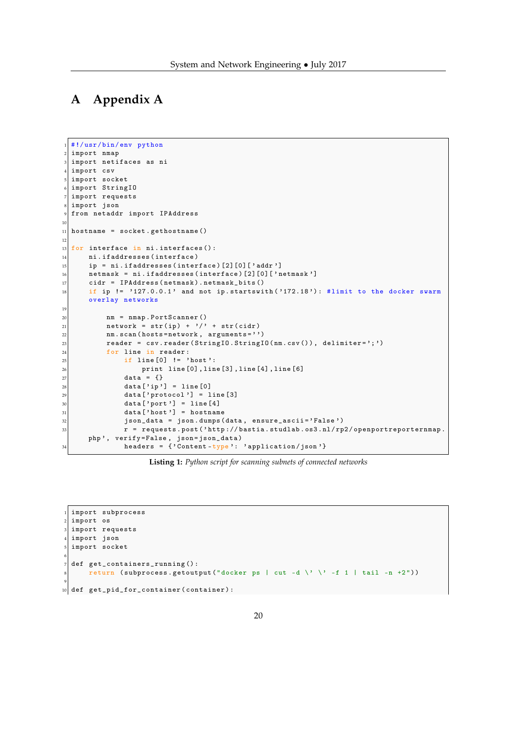# A Appendix A

```python
#!/usr/bin/env python
import nmap
import netifaces as ni
import csv
import socket
import StringIO
import requests
import json
from netaddr import IPAddress

hostname = socket.gethostname()

for interface in ni.interfaces():
    ni.ifaddresses(interface)
    ip = ni.ifaddresses(interface)[2][0]['addr']
    netmask = ni.ifaddresses(interface)[2][0]['netmask']
    cidr = IPAddress(netmask).netmask_bits()
    if ip != '127.0.0.1' and not ip.startswith('172.18'): #limit to the docker swarm overlay networks

        nm = nmap.PortScanner()
        network = str(ip) + '/' + str(cidr)
        nm.scan(hosts=network, arguments='')
        reader = csv.reader(StringIO.StringIO(nm.csv()), delimiter=';')
        for line in reader:
            if line[0] != 'host':
                print line[0],line[3],line[4],line[6]
            data = {}
            data['ip'] = line[0]
            data['protocol'] = line[3]
            data['port'] = line[4]
            data['host'] = hostname
            json_data = json.dumps(data, ensure_ascii='False')
            r = requests.post('http://bastia.studlab.os3.nl/rp2/openportreporternmap.php', verify=False, json=json_data)
            headers = {'Content-type': 'application/json'}
```

**Listing 1:** *Python script for scanning subnets of connected networks*

```python
import subprocess
import os
import requests
import json
import socket

def get_containers_running():
    return (subprocess.getoutput("docker ps | cut -d \' \' -f 1 | tail -n +2"))

def get_pid_for_container(container):
```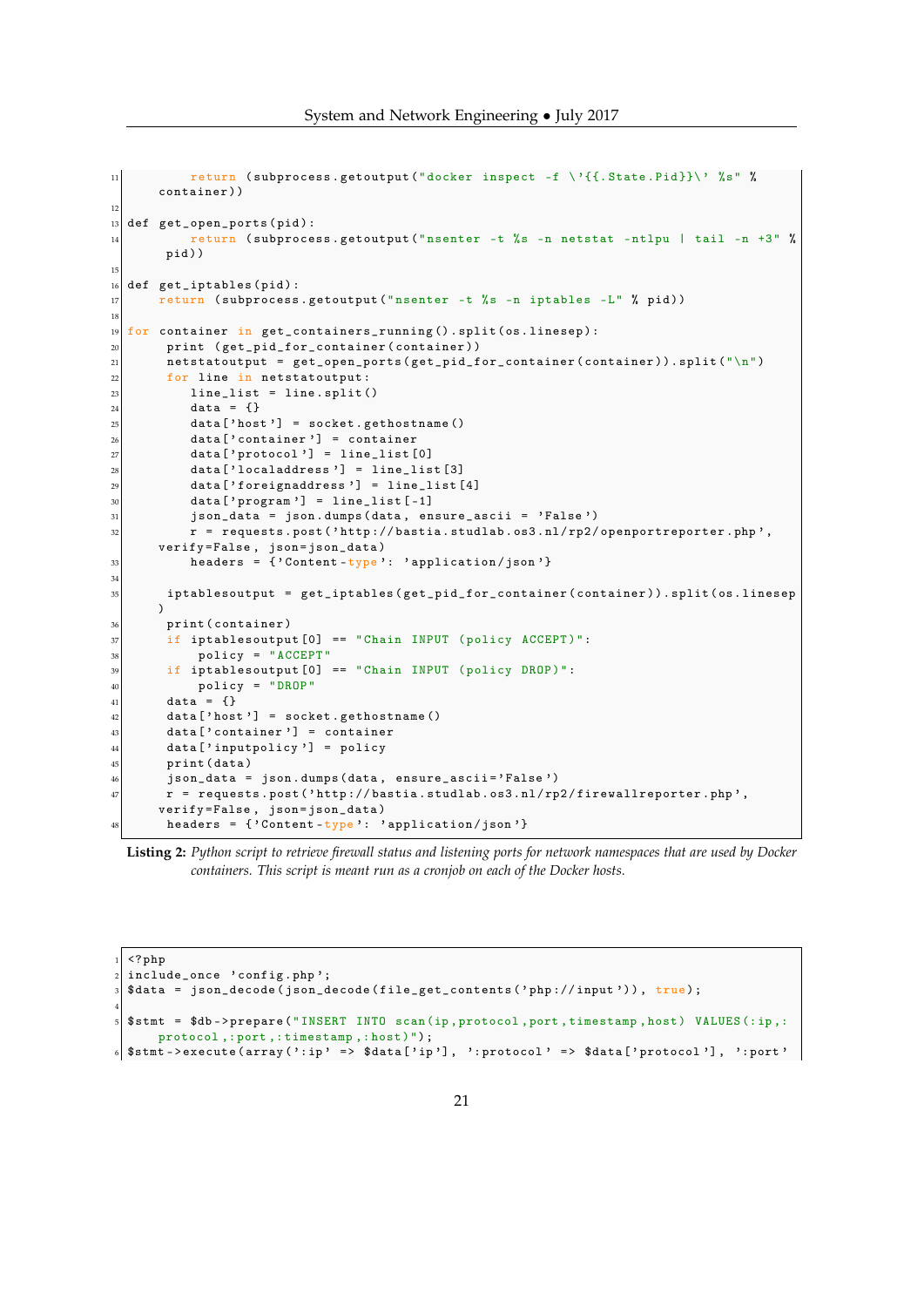```python
        return (subprocess.getoutput("docker inspect -f \'{{.State.Pid}}\' %s" % container))

def get_open_ports(pid):
        return (subprocess.getoutput("nsenter -t %s -n netstat -ntlpu | tail -n +3" % pid))

def get_iptables(pid):
    return (subprocess.getoutput("nsenter -t %s -n iptables -L" % pid))

for container in get_containers_running().split(os.linesep):
     print (get_pid_for_container(container))
     netstatoutput = get_open_ports(get_pid_for_container(container)).split("\n")
     for line in netstatoutput:
        line_list = line.split()
        data = {}
        data['host'] = socket.gethostname()
        data['container'] = container
        data['protocol'] = line_list[0]
        data['localaddress'] = line_list[3]
        data['foreignaddress'] = line_list[4]
        data['program'] = line_list[-1]
        json_data = json.dumps(data, ensure_ascii = 'False')
        r = requests.post('http://bastia.studlab.os3.nl/rp2/openportreporter.php', verify=False, json=json_data)
        headers = {'Content-type': 'application/json'}

     iptablesoutput = get_iptables(get_pid_for_container(container)).split(os.linesep)
     print(container)
     if iptablesoutput[0] == "Chain INPUT (policy ACCEPT)":
         policy = "ACCEPT"
     if iptablesoutput[0] == "Chain INPUT (policy DROP)":
         policy = "DROP"
     data = {}
     data['host'] = socket.gethostname()
     data['container'] = container
     data['inputpolicy'] = policy
     print(data)
     json_data = json.dumps(data, ensure_ascii='False')
     r = requests.post('http://bastia.studlab.os3.nl/rp2/firewallreporter.php', verify=False, json=json_data)
     headers = {'Content-type': 'application/json'}
```

**Listing 2:** *Python script to retrieve firewall status and listening ports for network namespaces that are used by Docker containers. This script is meant run as a cronjob on each of the Docker hosts.*

```php
<?php
include_once 'config.php';
$data = json_decode(json_decode(file_get_contents('php://input')), true);

$stmt = $db->prepare("INSERT INTO scan(ip,protocol,port,timestamp,host) VALUES(:ip,:protocol,:port,:timestamp,:host)");
$stmt->execute(array(':ip' => $data['ip'], ':protocol' => $data['protocol'], ':port'
```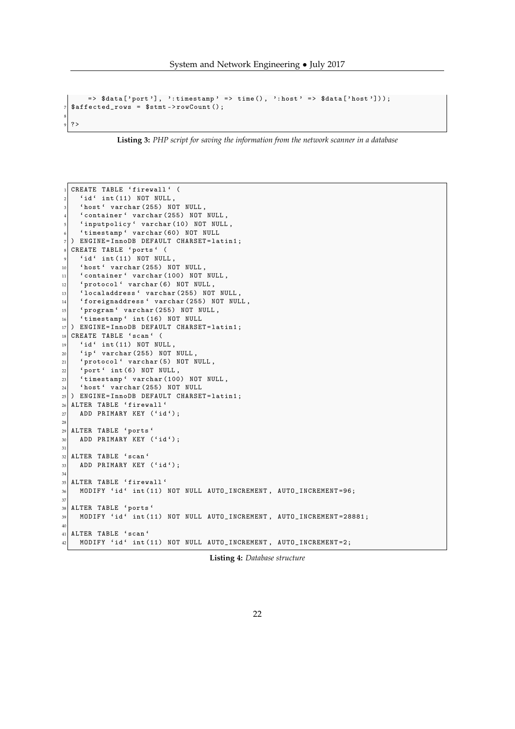```
    => $data['port'], ':timestamp' => time(), ':host' => $data['host']));
$affected_rows = $stmt->rowCount();

?>
```

**Listing 3:** *PHP script for saving the information from the network scanner in a database*

```
CREATE TABLE `firewall` (
  `id` int(11) NOT NULL,
  `host` varchar(255) NOT NULL,
  `container` varchar(255) NOT NULL,
  `inputpolicy` varchar(10) NOT NULL,
  `timestamp` varchar(60) NOT NULL
) ENGINE=InnoDB DEFAULT CHARSET=latin1;
CREATE TABLE `ports` (
  `id` int(11) NOT NULL,
  `host` varchar(255) NOT NULL,
  `container` varchar(100) NOT NULL,
  `protocol` varchar(6) NOT NULL,
  `localaddress` varchar(255) NOT NULL,
  `foreignaddress` varchar(255) NOT NULL,
  `program` varchar(255) NOT NULL,
  `timestamp` int(16) NOT NULL
) ENGINE=InnoDB DEFAULT CHARSET=latin1;
CREATE TABLE `scan` (
  `id` int(11) NOT NULL,
  `ip` varchar(255) NOT NULL,
  `protocol` varchar(5) NOT NULL,
  `port` int(6) NOT NULL,
  `timestamp` varchar(100) NOT NULL,
  `host` varchar(255) NOT NULL
) ENGINE=InnoDB DEFAULT CHARSET=latin1;
ALTER TABLE `firewall`
  ADD PRIMARY KEY (`id`);

ALTER TABLE `ports`
  ADD PRIMARY KEY (`id`);

ALTER TABLE `scan`
  ADD PRIMARY KEY (`id`);

ALTER TABLE `firewall`
  MODIFY `id` int(11) NOT NULL AUTO_INCREMENT, AUTO_INCREMENT=96;

ALTER TABLE `ports`
  MODIFY `id` int(11) NOT NULL AUTO_INCREMENT, AUTO_INCREMENT=28881;

ALTER TABLE `scan`
  MODIFY `id` int(11) NOT NULL AUTO_INCREMENT, AUTO_INCREMENT=2;
```

**Listing 4:** *Database structure*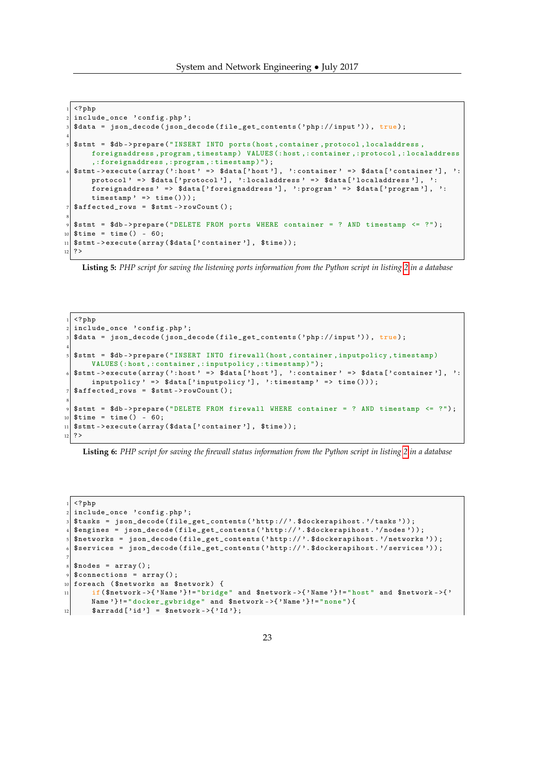```php
<?php
include_once 'config.php';
$data = json_decode(json_decode(file_get_contents('php://input')), true);

$stmt = $db->prepare("INSERT INTO ports(host,container,protocol,localaddress,foreignaddress,program,timestamp) VALUES(:host,:container,:protocol,:localaddress,:foreignaddress,:program,:timestamp)");
$stmt->execute(array(':host' => $data['host'], ':container' => $data['container'], ':protocol' => $data['protocol'], ':localaddress' => $data['localaddress'], ':foreignaddress' => $data['foreignaddress'], ':program' => $data['program'], ':timestamp' => time()));
$affected_rows = $stmt->rowCount();

$stmt = $db->prepare("DELETE FROM ports WHERE container = ? AND timestamp <= ?");
$time = time() - 60;
$stmt->execute(array($data['container'], $time));
?>
```

**Listing 5:** *PHP script for saving the listening ports information from the Python script in listing 2 in a database*

```php
<?php
include_once 'config.php';
$data = json_decode(json_decode(file_get_contents('php://input')), true);

$stmt = $db->prepare("INSERT INTO firewall(host,container,inputpolicy,timestamp) VALUES(:host,:container,:inputpolicy,:timestamp)");
$stmt->execute(array(':host' => $data['host'], ':container' => $data['container'], ':inputpolicy' => $data['inputpolicy'], ':timestamp' => time()));
$affected_rows = $stmt->rowCount();

$stmt = $db->prepare("DELETE FROM firewall WHERE container = ? AND timestamp <= ?");
$time = time() - 60;
$stmt->execute(array($data['container'], $time));
?>
```

**Listing 6:** *PHP script for saving the firewall status information from the Python script in listing 2 in a database*

```php
<?php
include_once 'config.php';
$tasks = json_decode(file_get_contents('http://'.$dockerapihost.'/tasks'));
$engines = json_decode(file_get_contents('http://'.$dockerapihost.'/nodes'));
$networks = json_decode(file_get_contents('http://'.$dockerapihost.'/networks'));
$services = json_decode(file_get_contents('http://'.$dockerapihost.'/services'));

$nodes = array();
$connections = array();
foreach ($networks as $network) {
    if($network->{'Name'}!="bridge" and $network->{'Name'}!="host" and $network->{'Name'}!="docker_gwbridge" and $network->{'Name'}!="none"){
    $arradd['id'] = $network->{'Id'};
```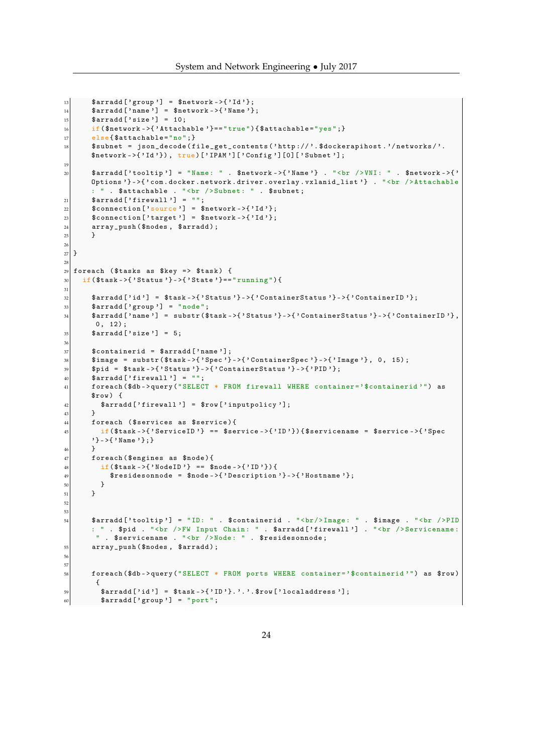```
    $arradd['group'] = $network->{'Id'};
    $arradd['name'] = $network->{'Name'};
    $arradd['size'] = 10;
    if($network->{'Attachable'}=="true"){$attachable="yes";}
    else{$attachable="no";}
    $subnet = json_decode(file_get_contents('http://'.$dockerapihost.'/networks/'.
    $network->{'Id'}), true)['IPAM']['Config'][0]['Subnet'];

    $arradd['tooltip'] = "Name: " . $network->{'Name'} . "<br />VNI: " . $network->{'
    Options'}->{'com.docker.network.driver.overlay.vxlanid_list'} . "<br />Attachable
    : " . $attachable . "<br />Subnet: " . $subnet;
    $arradd['firewall'] = "";
    $connection['source'] = $network->{'Id'};
    $connection['target'] = $network->{'Id'};
    array_push($nodes, $arradd);
    }

}

foreach ($tasks as $key => $task) {
  if($task->{'Status'}->{'State'}=="running"){

    $arradd['id'] = $task->{'Status'}->{'ContainerStatus'}->{'ContainerID'};
    $arradd['group'] = "node";
    $arradd['name'] = substr($task->{'Status'}->{'ContainerStatus'}->{'ContainerID'},
     0, 12);
    $arradd['size'] = 5;

    $containerid = $arradd['name'];
    $image = substr($task->{'Spec'}->{'ContainerSpec'}->{'Image'}, 0, 15);
    $pid = $task->{'Status'}->{'ContainerStatus'}->{'PID'};
    $arradd['firewall'] = "";
    foreach($db->query("SELECT * FROM firewall WHERE container='$containerid'") as
    $row) {
      $arradd['firewall'] = $row['inputpolicy'];
    }
    foreach ($services as $service){
      if($task->{'ServiceID'} == $service->{'ID'}){$servicename = $service->{'Spec
    '}->{'Name'};}
    }
    foreach($engines as $node){
      if($task->{'NodeID'} == $node->{'ID'}){
        $residesonnode = $node->{'Description'}->{'Hostname'};
      }
    }


    $arradd['tooltip'] = "ID: " . $containerid . "<br/>Image: " . $image . "<br />PID
    : " . $pid . "<br />FW Input Chain: " . $arradd['firewall'] . "<br />Servicename:
     " . $servicename . "<br />Node: " . $residesonnode;
    array_push($nodes, $arradd);


    foreach($db->query("SELECT * FROM ports WHERE container='$containerid'") as $row)
     {
      $arradd['id'] = $task->{'ID'}.'.'.$row['localaddress'];
      $arradd['group'] = "port";
```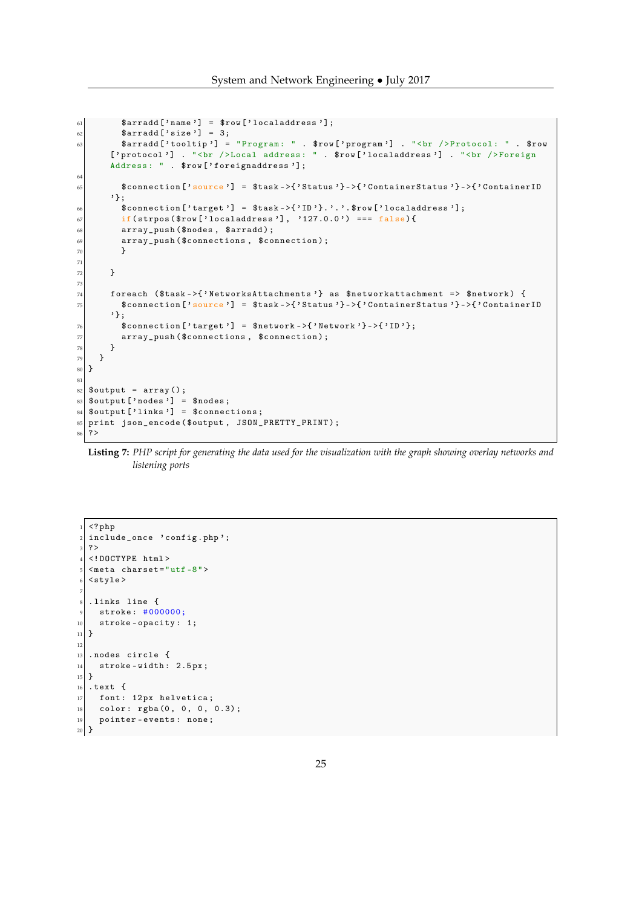```php
      $arradd['name'] = $row['localaddress'];
      $arradd['size'] = 3;
      $arradd['tooltip'] = "Program: " . $row['program'] . "<br />Protocol: " . $row['protocol'] . "<br />Local address: " . $row['localaddress'] . "<br />Foreign Address: " . $row['foreignaddress'];

      $connection['source'] = $task->{'Status'}->{'ContainerStatus'}->{'ContainerID'};
      $connection['target'] = $task->{'ID'}.'.'.$row['localaddress'];
      if(strpos($row['localaddress'], '127.0.0') === false){
      array_push($nodes, $arradd);
      array_push($connections, $connection);
      }

    }

    foreach ($task->{'NetworksAttachments'} as $networkattachment => $network) {
      $connection['source'] = $task->{'Status'}->{'ContainerStatus'}->{'ContainerID'};
      $connection['target'] = $network->{'Network'}->{'ID'};
      array_push($connections, $connection);
    }
  }
}

$output = array();
$output['nodes'] = $nodes;
$output['links'] = $connections;
print json_encode($output, JSON_PRETTY_PRINT);
?>
```

**Listing 7:** *PHP script for generating the data used for the visualization with the graph showing overlay networks and listening ports*

```html
<?php
include_once 'config.php';
?>
<!DOCTYPE html>
<meta charset="utf-8">
<style>

.links line {
  stroke: #000000;
  stroke-opacity: 1;
}

.nodes circle {
  stroke-width: 2.5px;
}
.text {
  font: 12px helvetica;
  color: rgba(0, 0, 0, 0.3);
  pointer-events: none;
}
```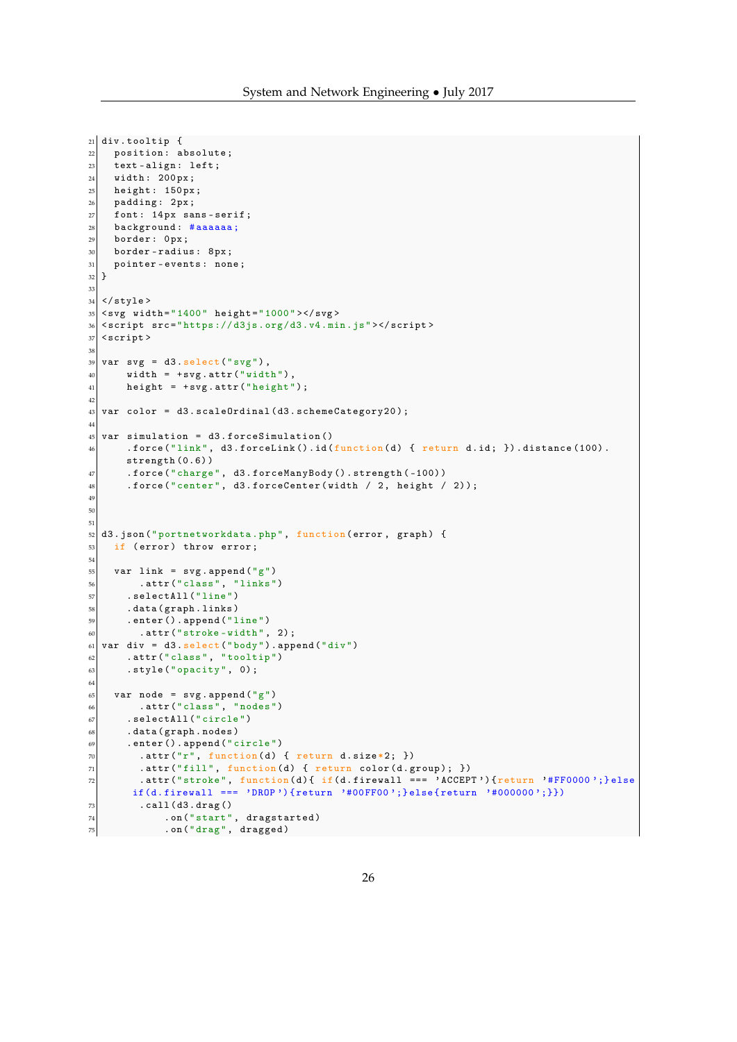```
div.tooltip {
  position: absolute;
  text-align: left;
  width: 200px;
  height: 150px;
  padding: 2px;
  font: 14px sans-serif;
  background: #aaaaaa;
  border: 0px;
  border-radius: 8px;
  pointer-events: none;
}

</style>
<svg width="1400" height="1000"></svg>
<script src="https://d3js.org/d3.v4.min.js"></script>
<script>

var svg = d3.select("svg"),
    width = +svg.attr("width"),
    height = +svg.attr("height");

var color = d3.scaleOrdinal(d3.schemeCategory20);

var simulation = d3.forceSimulation()
    .force("link", d3.forceLink().id(function(d) { return d.id; }).distance(100).
    strength(0.6))
    .force("charge", d3.forceManyBody().strength(-100))
    .force("center", d3.forceCenter(width / 2, height / 2));



d3.json("portnetworkdata.php", function(error, graph) {
  if (error) throw error;

  var link = svg.append("g")
      .attr("class", "links")
    .selectAll("line")
    .data(graph.links)
    .enter().append("line")
      .attr("stroke-width", 2);
var div = d3.select("body").append("div")
    .attr("class", "tooltip")
    .style("opacity", 0);

  var node = svg.append("g")
      .attr("class", "nodes")
    .selectAll("circle")
    .data(graph.nodes)
    .enter().append("circle")
      .attr("r", function(d) { return d.size*2; })
      .attr("fill", function(d) { return color(d.group); })
      .attr("stroke", function(d){ if(d.firewall === 'ACCEPT'){return '#FF0000';}else
     if(d.firewall === 'DROP'){return '#00FF00';}else{return '#000000';}})
      .call(d3.drag()
          .on("start", dragstarted)
          .on("drag", dragged)
```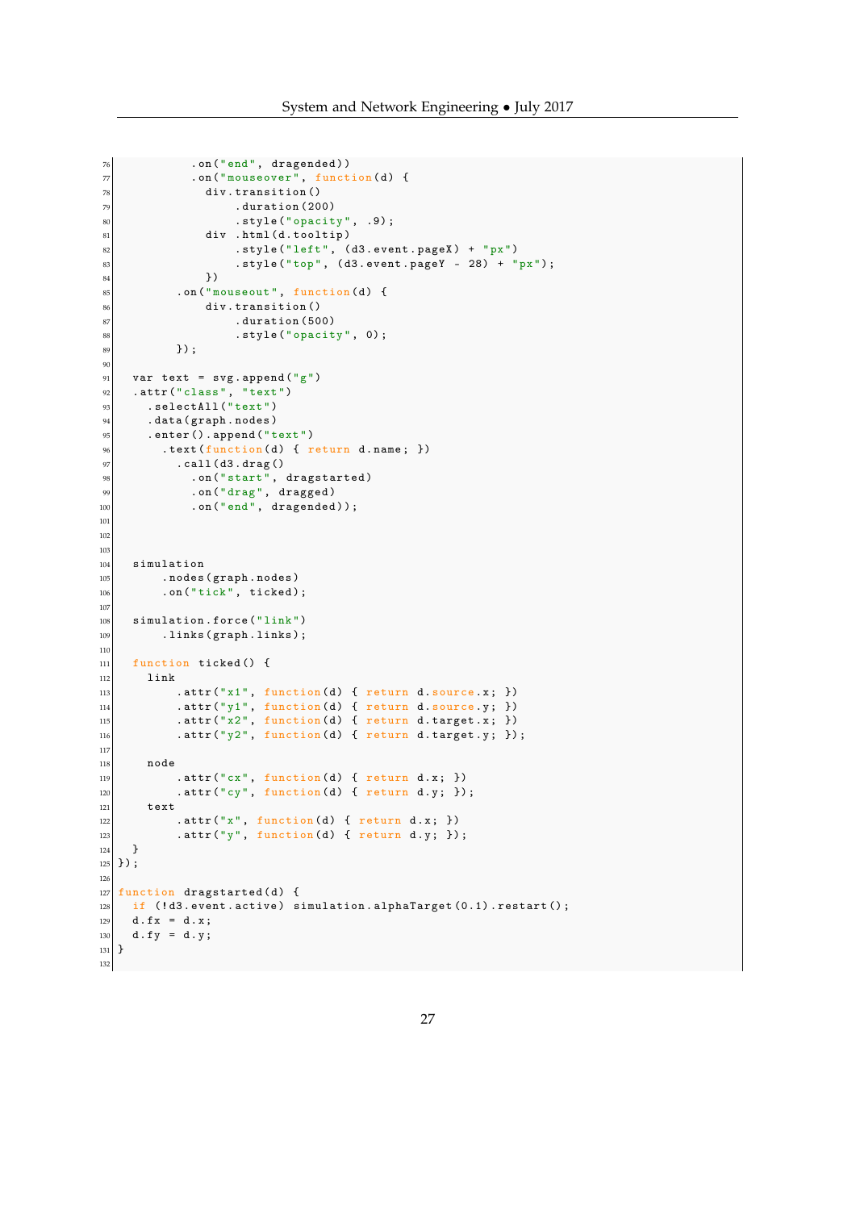```
          .on("end", dragended))
          .on("mouseover", function(d) {
            div.transition()
                .duration(200)
                .style("opacity", .9);
            div .html(d.tooltip)
                .style("left", (d3.event.pageX) + "px")
                .style("top", (d3.event.pageY - 28) + "px");
            })
        .on("mouseout", function(d) {
            div.transition()
                .duration(500)
                .style("opacity", 0);
        });

  var text = svg.append("g")
  .attr("class", "text")
    .selectAll("text")
    .data(graph.nodes)
    .enter().append("text")
      .text(function(d) { return d.name; })
        .call(d3.drag()
          .on("start", dragstarted)
          .on("drag", dragged)
          .on("end", dragended));



  simulation
      .nodes(graph.nodes)
      .on("tick", ticked);

  simulation.force("link")
      .links(graph.links);

  function ticked() {
    link
        .attr("x1", function(d) { return d.source.x; })
        .attr("y1", function(d) { return d.source.y; })
        .attr("x2", function(d) { return d.target.x; })
        .attr("y2", function(d) { return d.target.y; });

    node
        .attr("cx", function(d) { return d.x; })
        .attr("cy", function(d) { return d.y; });
    text
        .attr("x", function(d) { return d.x; })
        .attr("y", function(d) { return d.y; });
  }
});

function dragstarted(d) {
  if (!d3.event.active) simulation.alphaTarget(0.1).restart();
  d.fx = d.x;
  d.fy = d.y;
}

```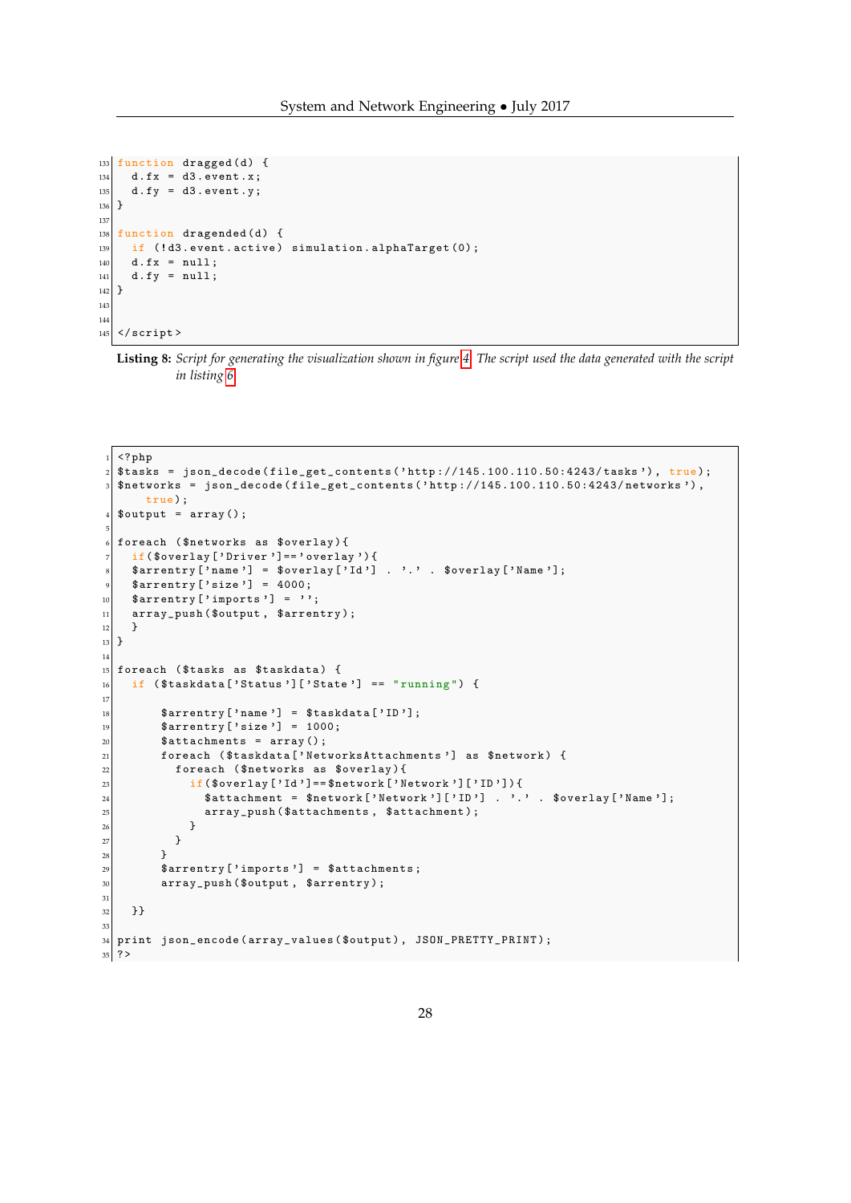```
function dragged(d) {
  d.fx = d3.event.x;
  d.fy = d3.event.y;
}

function dragended(d) {
  if (!d3.event.active) simulation.alphaTarget(0);
  d.fx = null;
  d.fy = null;
}


</script>
```

**Listing 8:** *Script for generating the visualization shown in figure 4. The script used the data generated with the script in listing 6*

```
<?php
$tasks = json_decode(file_get_contents('http://145.100.110.50:4243/tasks'), true);
$networks = json_decode(file_get_contents('http://145.100.110.50:4243/networks'),
    true);
$output = array();

foreach ($networks as $overlay){
  if($overlay['Driver']=='overlay'){
  $arrentry['name'] = $overlay['Id'] . '.' . $overlay['Name'];
  $arrentry['size'] = 4000;
  $arrentry['imports'] = '';
  array_push($output, $arrentry);
  }
}

foreach ($tasks as $taskdata) {
  if ($taskdata['Status']['State'] == "running") {

      $arrentry['name'] = $taskdata['ID'];
      $arrentry['size'] = 1000;
      $attachments = array();
      foreach ($taskdata['NetworksAttachments'] as $network) {
        foreach ($networks as $overlay){
          if($overlay['Id']==$network['Network']['ID']){
            $attachment = $network['Network']['ID'] . '.' . $overlay['Name'];
            array_push($attachments, $attachment);
          }
        }
      }
      $arrentry['imports'] = $attachments;
      array_push($output, $arrentry);

  }}

print json_encode(array_values($output), JSON_PRETTY_PRINT);
?>
```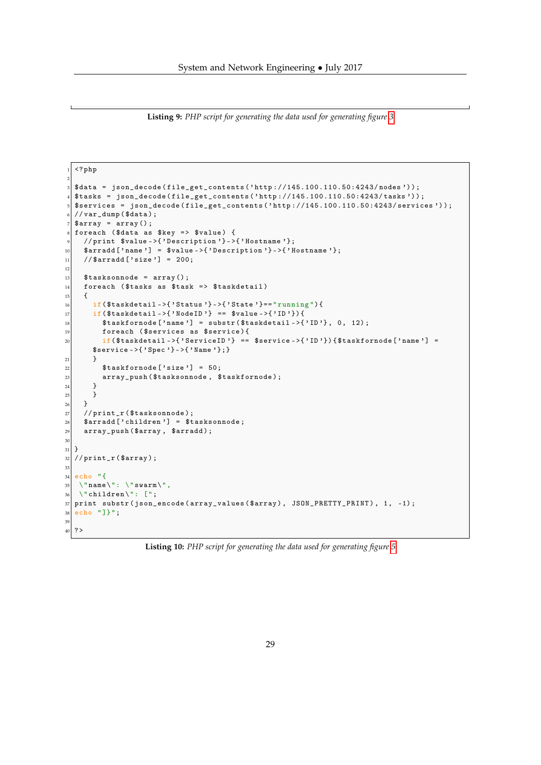Listing 9: *PHP script for generating the data used for generating figure 3*

```php
<?php

$data = json_decode(file_get_contents('http://145.100.110.50:4243/nodes'));
$tasks = json_decode(file_get_contents('http://145.100.110.50:4243/tasks'));
$services = json_decode(file_get_contents('http://145.100.110.50:4243/services'));
//var_dump($data);
$array = array();
foreach ($data as $key => $value) {
  //print $value->{'Description'}->{'Hostname'};
  $arradd['name'] = $value->{'Description'}->{'Hostname'};
  //$arradd['size'] = 200;

  $tasksonnode = array();
  foreach ($tasks as $task => $taskdetail)
  {
    if($taskdetail->{'Status'}->{'State'}=="running"){
    if($taskdetail->{'NodeID'} == $value->{'ID'}){
      $taskfornode['name'] = substr($taskdetail->{'ID'}, 0, 12);
      foreach ($services as $service){
      if($taskdetail->{'ServiceID'} == $service->{'ID'}){$taskfornode['name'] =
    $service->{'Spec'}->{'Name'};}
    }
      $taskfornode['size'] = 50;
      array_push($tasksonnode, $taskfornode);
    }
    }
  }
  //print_r($tasksonnode);
  $arradd['children'] = $tasksonnode;
  array_push($array, $arradd);

}
//print_r($array);

echo "{
 \"name\": \"swarm\",
 \"children\": [";
print substr(json_encode(array_values($array), JSON_PRETTY_PRINT), 1, -1);
echo "]}";

?>
```

Listing 10: *PHP script for generating the data used for generating figure 5*